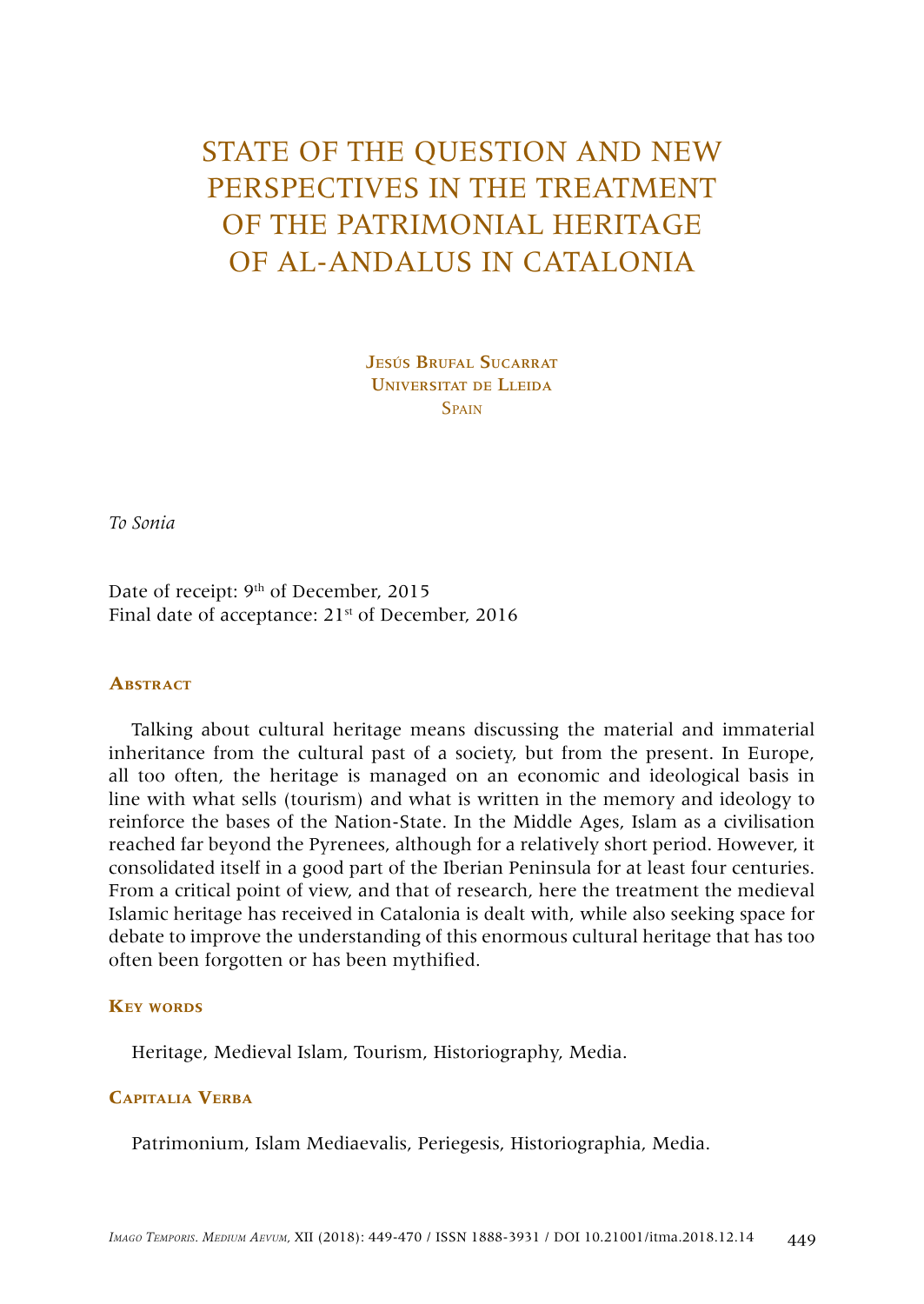# STATE OF THE QUESTION AND NEW PERSPECTIVES IN THE TREATMENT OF THE PATRIMONIAL HERITAGE OF AL-ANDALUS IN CATALONIA

Jesús Brufal Sucarrat
Universitat de Lleida
Spain

*To Sonia*

Date of receipt: 9th of December, 2015
Final date of acceptance: 21st of December, 2016

## Abstract

Talking about cultural heritage means discussing the material and immaterial inheritance from the cultural past of a society, but from the present. In Europe, all too often, the heritage is managed on an economic and ideological basis in line with what sells (tourism) and what is written in the memory and ideology to reinforce the bases of the Nation-State. In the Middle Ages, Islam as a civilisation reached far beyond the Pyrenees, although for a relatively short period. However, it consolidated itself in a good part of the Iberian Peninsula for at least four centuries. From a critical point of view, and that of research, here the treatment the medieval Islamic heritage has received in Catalonia is dealt with, while also seeking space for debate to improve the understanding of this enormous cultural heritage that has too often been forgotten or has been mythified.

## Key words

Heritage, Medieval Islam, Tourism, Historiography, Media.

## Capitalia Verba

Patrimonium, Islam Mediaevalis, Periegesis, Historiographia, Media.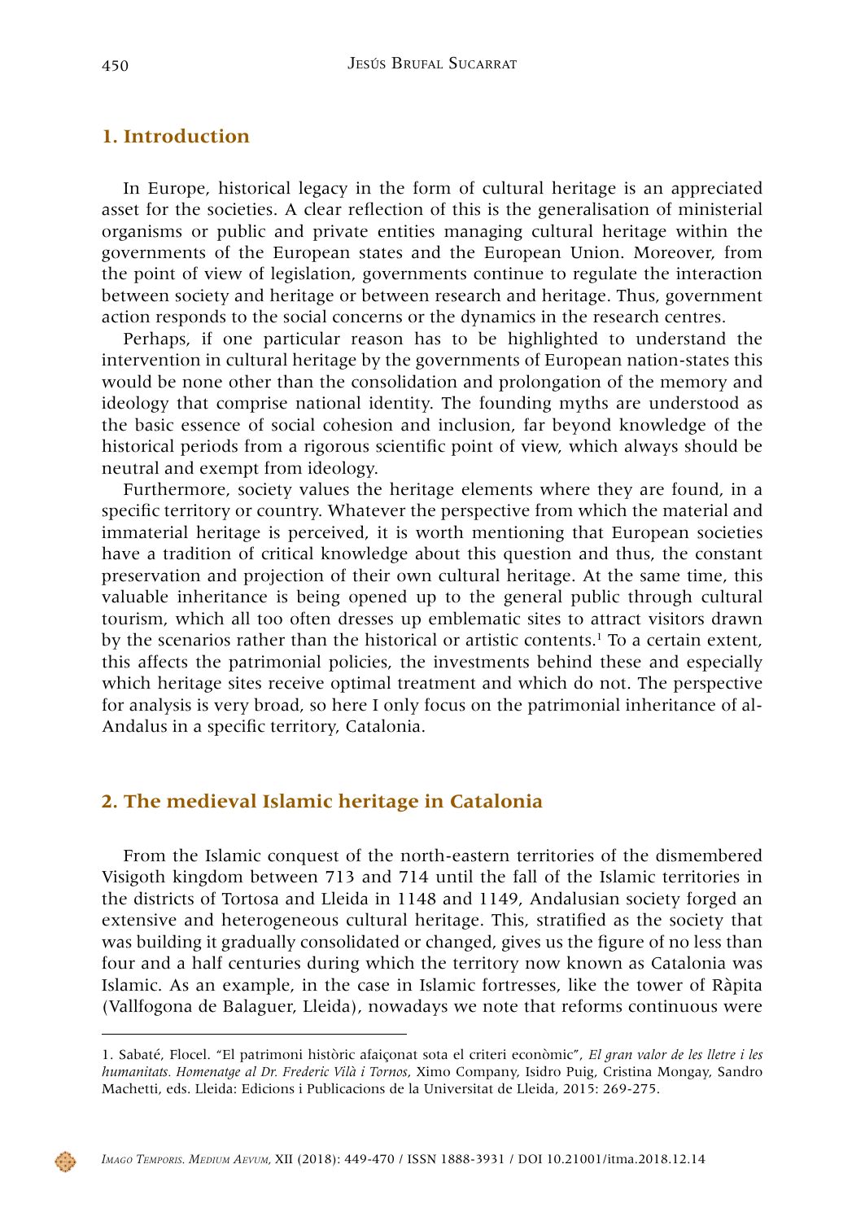## 1. Introduction

In Europe, historical legacy in the form of cultural heritage is an appreciated asset for the societies. A clear reflection of this is the generalisation of ministerial organisms or public and private entities managing cultural heritage within the governments of the European states and the European Union. Moreover, from the point of view of legislation, governments continue to regulate the interaction between society and heritage or between research and heritage. Thus, government action responds to the social concerns or the dynamics in the research centres.

Perhaps, if one particular reason has to be highlighted to understand the intervention in cultural heritage by the governments of European nation-states this would be none other than the consolidation and prolongation of the memory and ideology that comprise national identity. The founding myths are understood as the basic essence of social cohesion and inclusion, far beyond knowledge of the historical periods from a rigorous scientific point of view, which always should be neutral and exempt from ideology.

Furthermore, society values the heritage elements where they are found, in a specific territory or country. Whatever the perspective from which the material and immaterial heritage is perceived, it is worth mentioning that European societies have a tradition of critical knowledge about this question and thus, the constant preservation and projection of their own cultural heritage. At the same time, this valuable inheritance is being opened up to the general public through cultural tourism, which all too often dresses up emblematic sites to attract visitors drawn by the scenarios rather than the historical or artistic contents.[1] To a certain extent, this affects the patrimonial policies, the investments behind these and especially which heritage sites receive optimal treatment and which do not. The perspective for analysis is very broad, so here I only focus on the patrimonial inheritance of al-Andalus in a specific territory, Catalonia.

## 2. The medieval Islamic heritage in Catalonia

From the Islamic conquest of the north-eastern territories of the dismembered Visigoth kingdom between 713 and 714 until the fall of the Islamic territories in the districts of Tortosa and Lleida in 1148 and 1149, Andalusian society forged an extensive and heterogeneous cultural heritage. This, stratified as the society that was building it gradually consolidated or changed, gives us the figure of no less than four and a half centuries during which the territory now known as Catalonia was Islamic. As an example, in the case in Islamic fortresses, like the tower of Ràpita (Vallfogona de Balaguer, Lleida), nowadays we note that reforms continuous were

1. Sabaté, Flocel. "El patrimoni històric afaiçonat sota el criteri econòmic", *El gran valor de les lletre i les humanitats. Homenatge al Dr. Frederic Vilà i Tornos*, Ximo Company, Isidro Puig, Cristina Mongay, Sandro Machetti, eds. Lleida: Edicions i Publicacions de la Universitat de Lleida, 2015: 269-275.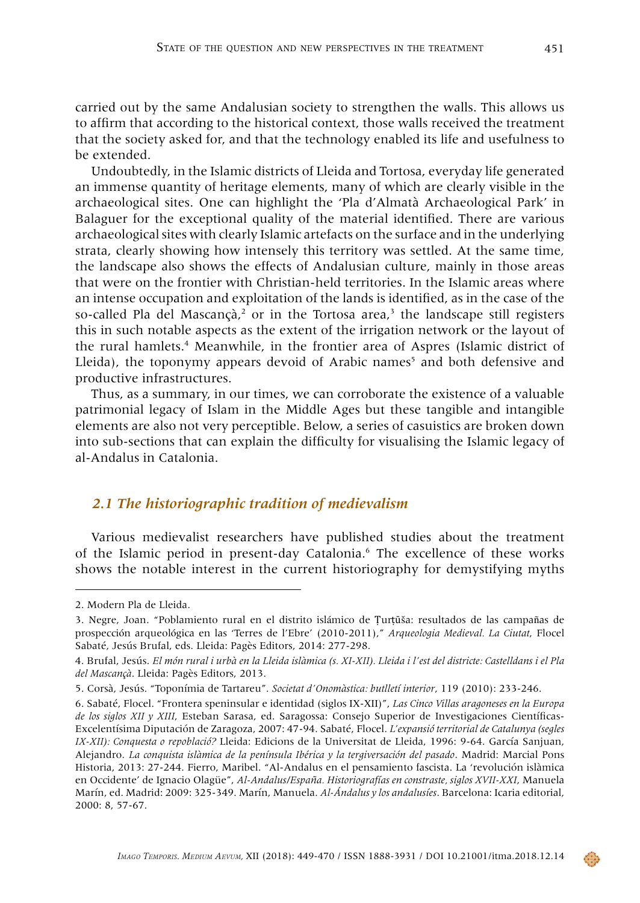carried out by the same Andalusian society to strengthen the walls. This allows us to affirm that according to the historical context, those walls received the treatment that the society asked for, and that the technology enabled its life and usefulness to be extended.

Undoubtedly, in the Islamic districts of Lleida and Tortosa, everyday life generated an immense quantity of heritage elements, many of which are clearly visible in the archaeological sites. One can highlight the 'Pla d'Almatà Archaeological Park' in Balaguer for the exceptional quality of the material identified. There are various archaeological sites with clearly Islamic artefacts on the surface and in the underlying strata, clearly showing how intensely this territory was settled. At the same time, the landscape also shows the effects of Andalusian culture, mainly in those areas that were on the frontier with Christian-held territories. In the Islamic areas where an intense occupation and exploitation of the lands is identified, as in the case of the so-called Pla del Mascançà,[2] or in the Tortosa area,[3] the landscape still registers this in such notable aspects as the extent of the irrigation network or the layout of the rural hamlets.[4] Meanwhile, in the frontier area of Aspres (Islamic district of Lleida), the toponymy appears devoid of Arabic names[5] and both defensive and productive infrastructures.

Thus, as a summary, in our times, we can corroborate the existence of a valuable patrimonial legacy of Islam in the Middle Ages but these tangible and intangible elements are also not very perceptible. Below, a series of casuistics are broken down into sub-sections that can explain the difficulty for visualising the Islamic legacy of al-Andalus in Catalonia.

### *2.1 The historiographic tradition of medievalism*

Various medievalist researchers have published studies about the treatment of the Islamic period in present-day Catalonia.[6] The excellence of these works shows the notable interest in the current historiography for demystifying myths

---

2. Modern Pla de Lleida.

3. Negre, Joan. "Poblamiento rural en el distrito islámico de Ṭurṭūša: resultados de las campañas de prospección arqueológica en las 'Terres de l'Ebre' (2010-2011)," *Arqueologia Medieval. La Ciutat*, Flocel Sabaté, Jesús Brufal, eds. Lleida: Pagès Editors, 2014: 277-298.

4. Brufal, Jesús. *El món rural i urbà en la Lleida islàmica (s. XI-XII). Lleida i l'est del districte: Castelldans i el Pla del Mascançà*. Lleida: Pagès Editors, 2013.

5. Corsà, Jesús. "Toponímia de Tartareu". *Societat d'Onomàstica: butlletí interior*, 119 (2010): 233-246.

6. Sabaté, Flocel. "Frontera speninsular e identidad (siglos IX-XII)", *Las Cinco Villas aragoneses en la Europa de los siglos XII y XIII*, Esteban Sarasa, ed. Saragossa: Consejo Superior de Investigaciones Científicas-Excelentísima Diputación de Zaragoza, 2007: 47-94. Sabaté, Flocel. *L'expansió territorial de Catalunya (segles IX-XII): Conquesta o repoblació?* Lleida: Edicions de la Universitat de Lleida, 1996: 9-64. García Sanjuan, Alejandro. *La conquista islàmica de la península Ibérica y la tergiversación del pasado*. Madrid: Marcial Pons Historia, 2013: 27-244. Fierro, Maribel. "Al-Andalus en el pensamiento fascista. La 'revolución islàmica en Occidente' de Ignacio Olagüe", *Al-Andalus/España. Historiografías en constraste, siglos XVII-XXI*, Manuela Marín, ed. Madrid: 2009: 325-349. Marín, Manuela. *Al-Ándalus y los andalusíes*. Barcelona: Icaria editorial, 2000: 8, 57-67.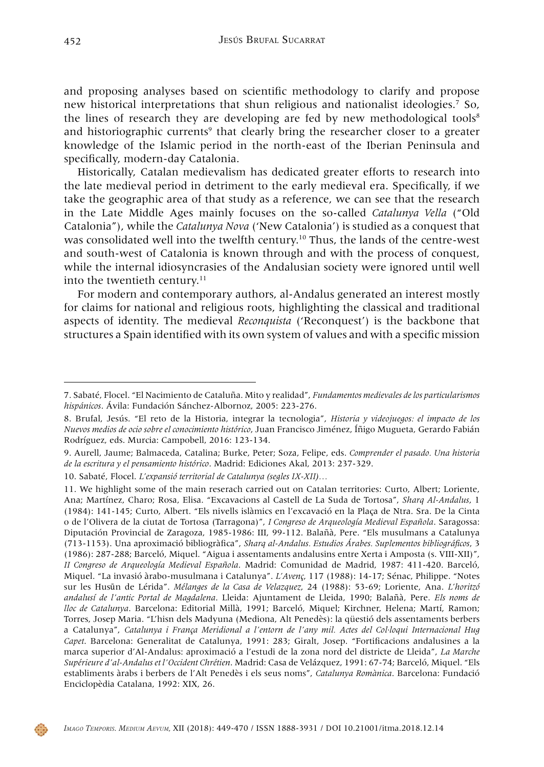and proposing analyses based on scientific methodology to clarify and propose new historical interpretations that shun religious and nationalist ideologies.[7] So, the lines of research they are developing are fed by new methodological tools[8] and historiographic currents[9] that clearly bring the researcher closer to a greater knowledge of the Islamic period in the north-east of the Iberian Peninsula and specifically, modern-day Catalonia.

Historically, Catalan medievalism has dedicated greater efforts to research into the late medieval period in detriment to the early medieval era. Specifically, if we take the geographic area of that study as a reference, we can see that the research in the Late Middle Ages mainly focuses on the so-called *Catalunya Vella* ("Old Catalonia"), while the *Catalunya Nova* ('New Catalonia') is studied as a conquest that was consolidated well into the twelfth century.[10] Thus, the lands of the centre-west and south-west of Catalonia is known through and with the process of conquest, while the internal idiosyncrasies of the Andalusian society were ignored until well into the twentieth century.[11]

For modern and contemporary authors, al-Andalus generated an interest mostly for claims for national and religious roots, highlighting the classical and traditional aspects of identity. The medieval *Reconquista* ('Reconquest') is the backbone that structures a Spain identified with its own system of values and with a specific mission

---

7. Sabaté, Flocel. "El Nacimiento de Cataluña. Mito y realidad", *Fundamentos medievales de los particularismos hispánicos*. Ávila: Fundación Sánchez-Albornoz, 2005: 223-276.

8. Brufal, Jesús. "El reto de la Historia, integrar la tecnologia", *Historia y videojuegos: el impacto de los Nuevos medios de ocio sobre el conocimiento histórico*, Juan Francisco Jiménez, Íñigo Mugueta, Gerardo Fabián Rodríguez, eds. Murcia: Campobell, 2016: 123-134.

9. Aurell, Jaume; Balmaceda, Catalina; Burke, Peter; Soza, Felipe, eds. *Comprender el pasado. Una historia de la escritura y el pensamiento histórico*. Madrid: Ediciones Akal, 2013: 237-329.

10. Sabaté, Flocel. *L'expansió territorial de Catalunya (segles IX-XII)…*

11. We highlight some of the main reserach carried out on Catalan territories: Curto, Albert; Loriente, Ana; Martínez, Charo; Rosa, Elisa. "Excavacions al Castell de La Suda de Tortosa", *Sharq Al-Andalus*, 1 (1984): 141-145; Curto, Albert. "Els nivells islàmics en l'excavació en la Plaça de Ntra. Sra. De la Cinta o de l'Olivera de la ciutat de Tortosa (Tarragona)", *I Congreso de Arqueología Medieval Española*. Saragossa: Diputación Provincial de Zaragoza, 1985-1986: III, 99-112. Balañà, Pere. "Els musulmans a Catalunya (713-1153). Una aproximació bibliogràfica", *Sharq al-Andalus. Estudios Árabes. Suplementos bibliográficos*, 3 (1986): 287-288; Barceló, Miquel. "Aigua i assentaments andalusins entre Xerta i Amposta (s. VIII-XII)", *II Congreso de Arqueología Medieval Española*. Madrid: Comunidad de Madrid, 1987: 411-420. Barceló, Miquel. "La invasió àrabo-musulmana i Catalunya". *L'Avenç*, 117 (1988): 14-17; Sénac, Philippe. "Notes sur les Husūn de Lérida". *Mélanges de la Casa de Velazquez*, 24 (1988): 53-69; Loriente, Ana. *L'horitzó andalusí de l'antic Portal de Magdalena*. Lleida: Ajuntament de Lleida, 1990; Balañà, Pere. *Els noms de lloc de Catalunya*. Barcelona: Editorial Millà, 1991; Barceló, Miquel; Kirchner, Helena; Martí, Ramon; Torres, Josep Maria. "L'hisn dels Madyuna (Mediona, Alt Penedès): la qüestió dels assentaments berbers a Catalunya", *Catalunya i França Meridional a l'entorn de l'any mil. Actes del Col·loqui Internacional Hug Capet*. Barcelona: Generalitat de Catalunya, 1991: 283; Giralt, Josep. "Fortificacions andalusines a la marca superior d'Al-Andalus: aproximació a l'estudi de la zona nord del districte de Lleida", *La Marche Supérieure d'al-Andalus et l'Occident Chrétien*. Madrid: Casa de Velázquez, 1991: 67-74; Barceló, Miquel. "Els establiments àrabs i berbers de l'Alt Penedès i els seus noms", *Catalunya Romànica*. Barcelona: Fundació Enciclopèdia Catalana, 1992: XIX, 26.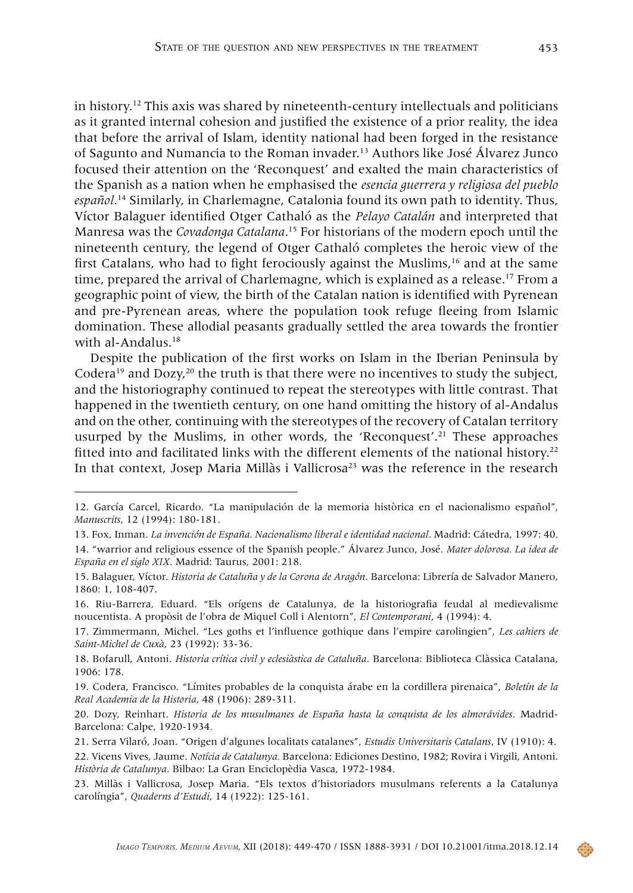in history.[12] This axis was shared by nineteenth-century intellectuals and politicians as it granted internal cohesion and justified the existence of a prior reality, the idea that before the arrival of Islam, identity national had been forged in the resistance of Sagunto and Numancia to the Roman invader.[13] Authors like José Álvarez Junco focused their attention on the 'Reconquest' and exalted the main characteristics of the Spanish as a nation when he emphasised the *esencia guerrera y religiosa del pueblo español*.[14] Similarly, in Charlemagne, Catalonia found its own path to identity. Thus, Víctor Balaguer identified Otger Cathaló as the *Pelayo Catalán* and interpreted that Manresa was the *Covadonga Catalana*.[15] For historians of the modern epoch until the nineteenth century, the legend of Otger Cathaló completes the heroic view of the first Catalans, who had to fight ferociously against the Muslims,[16] and at the same time, prepared the arrival of Charlemagne, which is explained as a release.[17] From a geographic point of view, the birth of the Catalan nation is identified with Pyrenean and pre-Pyrenean areas, where the population took refuge fleeing from Islamic domination. These allodial peasants gradually settled the area towards the frontier with al-Andalus.[18]

Despite the publication of the first works on Islam in the Iberian Peninsula by Codera[19] and Dozy,[20] the truth is that there were no incentives to study the subject, and the historiography continued to repeat the stereotypes with little contrast. That happened in the twentieth century, on one hand omitting the history of al-Andalus and on the other, continuing with the stereotypes of the recovery of Catalan territory usurped by the Muslims, in other words, the 'Reconquest'.[21] These approaches fitted into and facilitated links with the different elements of the national history.[22] In that context, Josep Maria Millàs i Vallicrosa[23] was the reference in the research

---

12. García Carcel, Ricardo. "La manipulación de la memoria històrica en el nacionalismo español", *Manuscrits*, 12 (1994): 180-181.

13. Fox, Inman. *La invención de España. Nacionalismo liberal e identidad nacional*. Madrid: Cátedra, 1997: 40.

14. "warrior and religious essence of the Spanish people." Álvarez Junco, José. *Mater dolorosa. La idea de España en el siglo XIX*. Madrid: Taurus, 2001: 218.

15. Balaguer, Víctor. *Historia de Cataluña y de la Corona de Aragón*. Barcelona: Librería de Salvador Manero, 1860: 1, 108-407.

16. Riu-Barrera, Eduard. "Els orígens de Catalunya, de la historiografia feudal al medievalisme noucentista. A propòsit de l'obra de Miquel Coll i Alentorn", *El Contemporani*, 4 (1994): 4.

17. Zimmermann, Michel. "Les goths et l'influence gothique dans l'empire carolingien", *Les cahiers de Saint-Michel de Cuxà*, 23 (1992): 33-36.

18. Bofarull, Antoni. *Historia crítica civil y eclesiàstica de Cataluña*. Barcelona: Biblioteca Clàssica Catalana, 1906: 178.

19. Codera, Francisco. "Límites probables de la conquista árabe en la cordillera pirenaica", *Boletín de la Real Academia de la Historia*, 48 (1906): 289-311.

20. Dozy, Reinhart. *Historia de los musulmanes de España hasta la conquista de los almorávides*. Madrid-Barcelona: Calpe, 1920-1934.

21. Serra Vilaró, Joan. "Origen d'algunes localitats catalanes", *Estudis Universitaris Catalans*, IV (1910): 4.

22. Vicens Vives, Jaume. *Notícia de Catalunya*. Barcelona: Ediciones Destino, 1982; Rovira i Virgili, Antoni. *Història de Catalunya*. Bilbao: La Gran Enciclopèdia Vasca, 1972-1984.

23. Millàs i Vallicrosa, Josep Maria. "Els textos d'historiadors musulmans referents a la Catalunya carolíngia", *Quaderns d'Estudi*, 14 (1922): 125-161.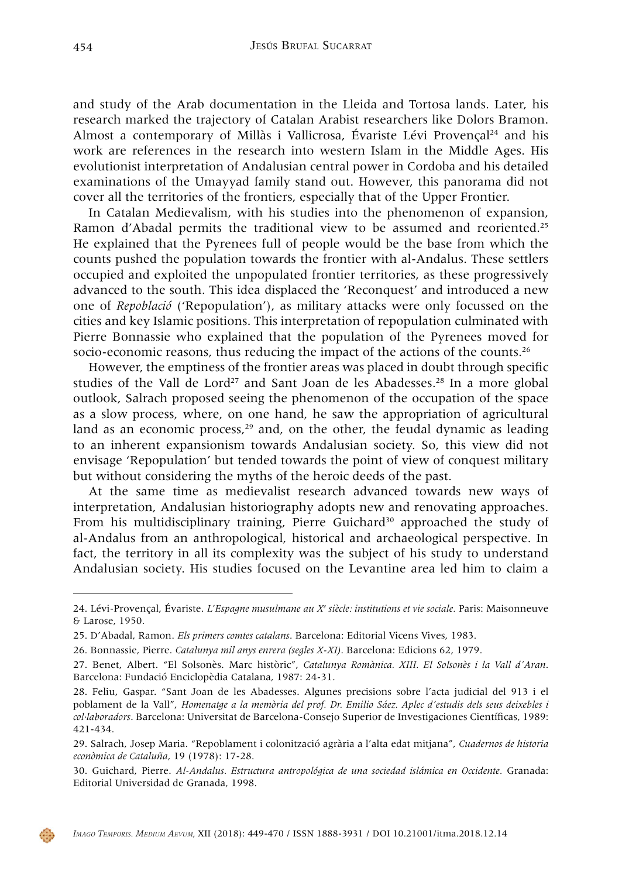and study of the Arab documentation in the Lleida and Tortosa lands. Later, his research marked the trajectory of Catalan Arabist researchers like Dolors Bramon. Almost a contemporary of Millàs i Vallicrosa, Évariste Lévi Provençal[24] and his work are references in the research into western Islam in the Middle Ages. His evolutionist interpretation of Andalusian central power in Cordoba and his detailed examinations of the Umayyad family stand out. However, this panorama did not cover all the territories of the frontiers, especially that of the Upper Frontier.

In Catalan Medievalism, with his studies into the phenomenon of expansion, Ramon d'Abadal permits the traditional view to be assumed and reoriented.[25] He explained that the Pyrenees full of people would be the base from which the counts pushed the population towards the frontier with al-Andalus. These settlers occupied and exploited the unpopulated frontier territories, as these progressively advanced to the south. This idea displaced the 'Reconquest' and introduced a new one of *Repoblació* ('Repopulation'), as military attacks were only focussed on the cities and key Islamic positions. This interpretation of repopulation culminated with Pierre Bonnassie who explained that the population of the Pyrenees moved for socio-economic reasons, thus reducing the impact of the actions of the counts.[26]

However, the emptiness of the frontier areas was placed in doubt through specific studies of the Vall de Lord[27] and Sant Joan de les Abadesses.[28] In a more global outlook, Salrach proposed seeing the phenomenon of the occupation of the space as a slow process, where, on one hand, he saw the appropriation of agricultural land as an economic process,[29] and, on the other, the feudal dynamic as leading to an inherent expansionism towards Andalusian society. So, this view did not envisage 'Repopulation' but tended towards the point of view of conquest military but without considering the myths of the heroic deeds of the past.

At the same time as medievalist research advanced towards new ways of interpretation, Andalusian historiography adopts new and renovating approaches. From his multidisciplinary training, Pierre Guichard[30] approached the study of al-Andalus from an anthropological, historical and archaeological perspective. In fact, the territory in all its complexity was the subject of his study to understand Andalusian society. His studies focused on the Levantine area led him to claim a

---

24. Lévi-Provençal, Évariste. *L'Espagne musulmane au Xe siècle: institutions et vie sociale.* Paris: Maisonneuve & Larose, 1950.

25. D'Abadal, Ramon. *Els primers comtes catalans*. Barcelona: Editorial Vicens Vives, 1983.

26. Bonnassie, Pierre. *Catalunya mil anys enrera (segles X-XI)*. Barcelona: Edicions 62, 1979.

27. Benet, Albert. "El Solsonès. Marc històric", *Catalunya Romànica. XIII. El Solsonès i la Vall d'Aran*. Barcelona: Fundació Enciclopèdia Catalana, 1987: 24-31.

28. Feliu, Gaspar. "Sant Joan de les Abadesses. Algunes precisions sobre l'acta judicial del 913 i el poblament de la Vall", *Homenatge a la memòria del prof. Dr. Emilio Sáez. Aplec d'estudis dels seus deixebles i col·laboradors*. Barcelona: Universitat de Barcelona-Consejo Superior de Investigaciones Científicas, 1989: 421-434.

29. Salrach, Josep Maria. "Repoblament i colonització agrària a l'alta edat mitjana", *Cuadernos de historia econòmica de Cataluña*, 19 (1978): 17-28.

30. Guichard, Pierre. *Al-Andalus. Estructura antropológica de una sociedad islámica en Occidente.* Granada: Editorial Universidad de Granada, 1998.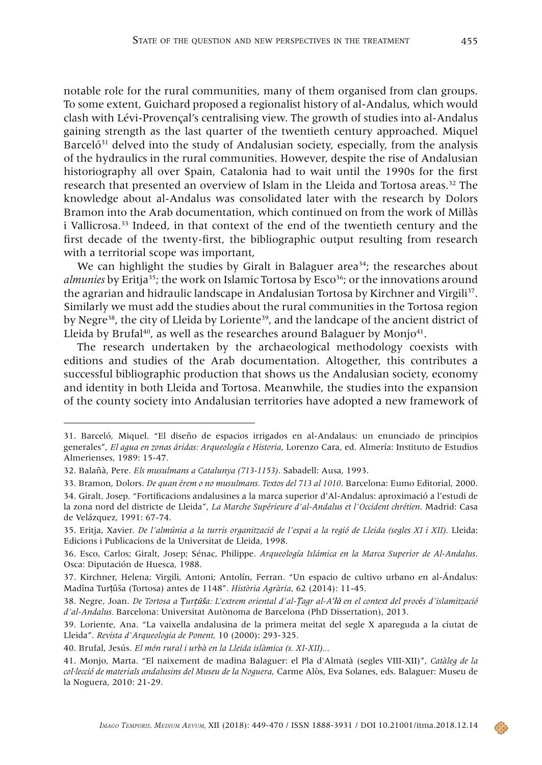notable role for the rural communities, many of them organised from clan groups. To some extent, Guichard proposed a regionalist history of al-Andalus, which would clash with Lévi-Provençal's centralising view. The growth of studies into al-Andalus gaining strength as the last quarter of the twentieth century approached. Miquel Barceló[31] delved into the study of Andalusian society, especially, from the analysis of the hydraulics in the rural communities. However, despite the rise of Andalusian historiography all over Spain, Catalonia had to wait until the 1990s for the first research that presented an overview of Islam in the Lleida and Tortosa areas.[32] The knowledge about al-Andalus was consolidated later with the research by Dolors Bramon into the Arab documentation, which continued on from the work of Millàs i Vallicrosa.[33] Indeed, in that context of the end of the twentieth century and the first decade of the twenty-first, the bibliographic output resulting from research with a territorial scope was important,

We can highlight the studies by Giralt in Balaguer area[34]; the researches about *almunies* by Eritja[35]; the work on Islamic Tortosa by Esco[36]; or the innovations around the agrarian and hidraulic landscape in Andalusian Tortosa by Kirchner and Virgili[37]. Similarly we must add the studies about the rural communities in the Tortosa region by Negre[38], the city of Lleida by Loriente[39], and the landcape of the ancient district of Lleida by Brufal[40], as well as the researches around Balaguer by Monjo[41].

The research undertaken by the archaeological methodology coexists with editions and studies of the Arab documentation. Altogether, this contributes a successful bibliographic production that shows us the Andalusian society, economy and identity in both Lleida and Tortosa. Meanwhile, the studies into the expansion of the county society into Andalusian territories have adopted a new framework of

---

31. Barceló, Miquel. "El diseño de espacios irrigados en al-Andalaus: un enunciado de principios generales", *El agua en zonas áridas: Arqueología e Historia*, Lorenzo Cara, ed. Almería: Instituto de Estudios Almerienses, 1989: 15-47.

32. Balañà, Pere. *Els musulmans a Catalunya (713-1153)*. Sabadell: Ausa, 1993.

33. Bramon, Dolors. *De quan érem o no musulmans. Textos del 713 al 1010*. Barcelona: Eumo Editorial, 2000.

34. Giralt, Josep. "Fortificacions andalusines a la marca superior d'Al-Andalus: aproximació a l'estudi de la zona nord del districte de Lleida", *La Marche Supérieure d'al-Andalus et l'Occident chrétien*. Madrid: Casa de Velázquez, 1991: 67-74.

35. Eritja, Xavier. *De l'almúnia a la turris organització de l'espai a la regió de Lleida (segles XI i XII).* Lleida: Edicions i Publicacions de la Universitat de Lleida, 1998.

36. Esco, Carlos; Giralt, Josep; Sénac, Philippe. *Arqueología Islámica en la Marca Superior de Al-Andalus*. Osca: Diputación de Huesca, 1988.

37. Kirchner, Helena; Virgili, Antoni; Antolín, Ferran. "Un espacio de cultivo urbano en al-Ándalus: Madîna Turṭûša (Tortosa) antes de 1148". *Història Agrària*, 62 (2014): 11-45.

38. Negre, Joan. *De Tortosa a Ṭurṭūša: L'extrem oriental d'al-Ṯagr al-A'là en el context del procés d'islamització d'al-Andalus.* Barcelona: Universitat Autònoma de Barcelona (PhD Dissertation), 2013.

39. Loriente, Ana. "La vaixella andalusina de la primera meitat del segle X apareguda a la ciutat de Lleida". *Revista d'Arqueologia de Ponent*, 10 (2000): 293-325.

40. Brufal, Jesús. *El món rural i urbà en la Lleida islàmica (s. XI-XII)...*

41. Monjo, Marta. "El naixement de madina Balaguer: el Pla d'Almatà (segles VIII-XII)", *Catàleg de la col·lecció de materials andalusins del Museu de la Noguera*, Carme Alòs, Eva Solanes, eds. Balaguer: Museu de la Noguera, 2010: 21-29.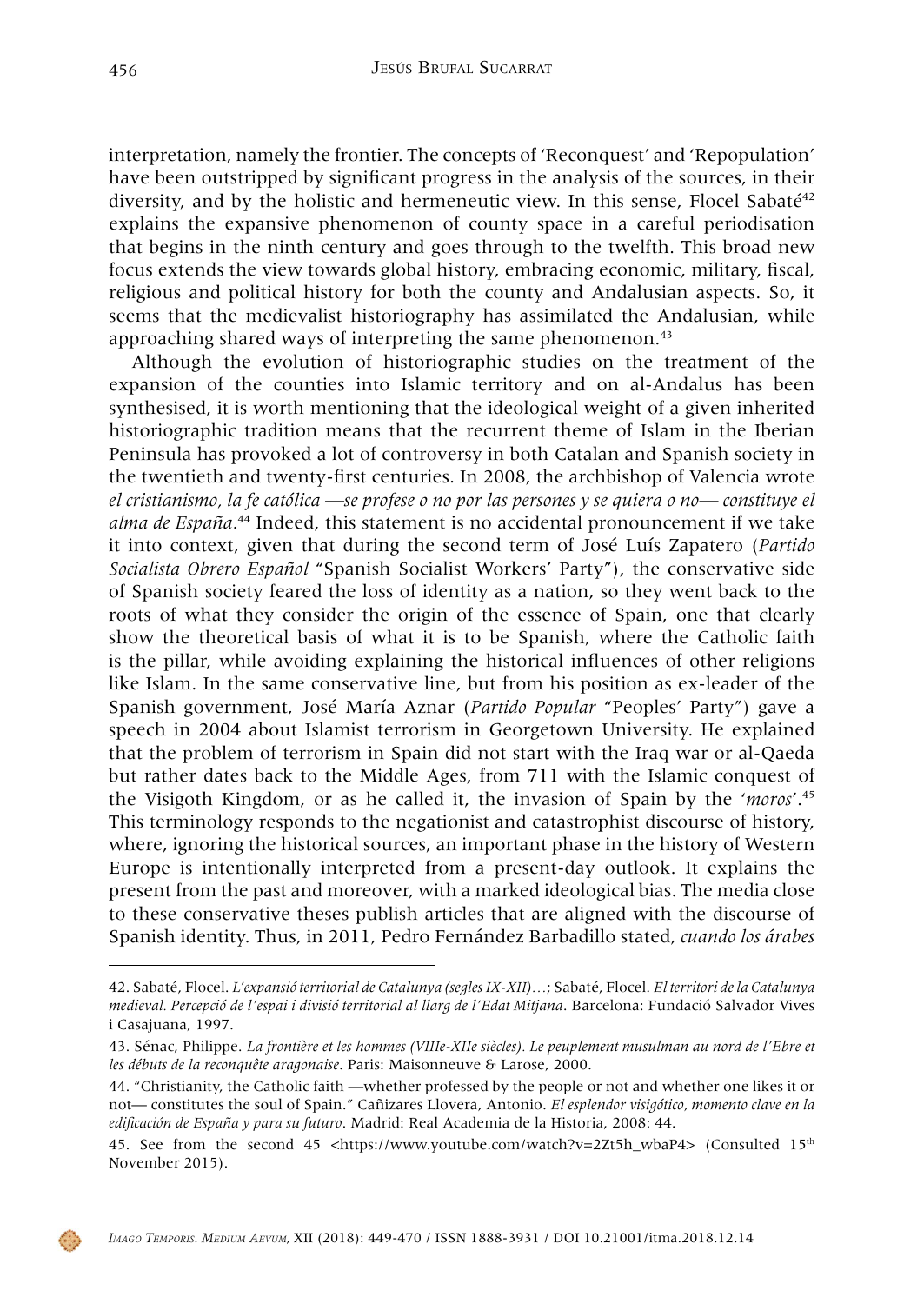interpretation, namely the frontier. The concepts of 'Reconquest' and 'Repopulation' have been outstripped by significant progress in the analysis of the sources, in their diversity, and by the holistic and hermeneutic view. In this sense, Flocel Sabaté[42] explains the expansive phenomenon of county space in a careful periodisation that begins in the ninth century and goes through to the twelfth. This broad new focus extends the view towards global history, embracing economic, military, fiscal, religious and political history for both the county and Andalusian aspects. So, it seems that the medievalist historiography has assimilated the Andalusian, while approaching shared ways of interpreting the same phenomenon.[43]

Although the evolution of historiographic studies on the treatment of the expansion of the counties into Islamic territory and on al-Andalus has been synthesised, it is worth mentioning that the ideological weight of a given inherited historiographic tradition means that the recurrent theme of Islam in the Iberian Peninsula has provoked a lot of controversy in both Catalan and Spanish society in the twentieth and twenty-first centuries. In 2008, the archbishop of Valencia wrote *el cristianismo, la fe católica —se profese o no por las personas y se quiera o no— constituye el alma de España*.[44] Indeed, this statement is no accidental pronouncement if we take it into context, given that during the second term of José Luís Zapatero (*Partido Socialista Obrero Español* "Spanish Socialist Workers' Party"), the conservative side of Spanish society feared the loss of identity as a nation, so they went back to the roots of what they consider the origin of the essence of Spain, one that clearly show the theoretical basis of what it is to be Spanish, where the Catholic faith is the pillar, while avoiding explaining the historical influences of other religions like Islam. In the same conservative line, but from his position as ex-leader of the Spanish government, José María Aznar (*Partido Popular* "Peoples' Party") gave a speech in 2004 about Islamist terrorism in Georgetown University. He explained that the problem of terrorism in Spain did not start with the Iraq war or al-Qaeda but rather dates back to the Middle Ages, from 711 with the Islamic conquest of the Visigoth Kingdom, or as he called it, the invasion of Spain by the '*moros*'.[45] This terminology responds to the negationist and catastrophist discourse of history, where, ignoring the historical sources, an important phase in the history of Western Europe is intentionally interpreted from a present-day outlook. It explains the present from the past and moreover, with a marked ideological bias. The media close to these conservative theses publish articles that are aligned with the discourse of Spanish identity. Thus, in 2011, Pedro Fernández Barbadillo stated, *cuando los árabes*

---

42. Sabaté, Flocel. *L'expansió territorial de Catalunya (segles IX-XII)…*; Sabaté, Flocel. *El territori de la Catalunya medieval. Percepció de l'espai i divisió territorial al llarg de l'Edat Mitjana*. Barcelona: Fundació Salvador Vives i Casajuana, 1997.

43. Sénac, Philippe. *La frontière et les hommes (VIIIe-XIIe siècles). Le peuplement musulman au nord de l'Ebre et les débuts de la reconquête aragonaise*. Paris: Maisonneuve & Larose, 2000.

44. "Christianity, the Catholic faith —whether professed by the people or not and whether one likes it or not— constitutes the soul of Spain." Cañizares Llovera, Antonio. *El esplendor visigótico, momento clave en la edificación de España y para su futuro*. Madrid: Real Academia de la Historia, 2008: 44.

45. See from the second 45 <https://www.youtube.com/watch?v=2Zt5h_wbaP4> (Consulted 15th November 2015).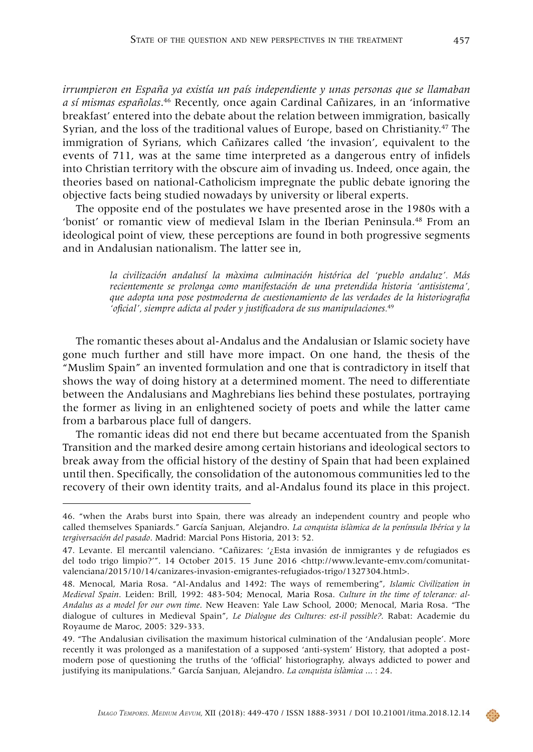*irrumpieron en España ya existía un país independiente y unas personas que se llamaban a sí mismas españolas*.[46] Recently, once again Cardinal Cañizares, in an 'informative breakfast' entered into the debate about the relation between immigration, basically Syrian, and the loss of the traditional values of Europe, based on Christianity.[47] The immigration of Syrians, which Cañizares called 'the invasion', equivalent to the events of 711, was at the same time interpreted as a dangerous entry of infidels into Christian territory with the obscure aim of invading us. Indeed, once again, the theories based on national-Catholicism impregnate the public debate ignoring the objective facts being studied nowadays by university or liberal experts.

The opposite end of the postulates we have presented arose in the 1980s with a 'bonist' or romantic view of medieval Islam in the Iberian Peninsula.[48] From an ideological point of view, these perceptions are found in both progressive segments and in Andalusian nationalism. The latter see in,

> *la civilización andalusí la màxima culminación histórica del 'pueblo andaluz'. Más recientemente se prolonga como manifestación de una pretendida historia 'antisistema', que adopta una pose postmoderna de cuestionamiento de las verdades de la historiografia 'oficial', siempre adicta al poder y justificadora de sus manipulaciones.*[49]

The romantic theses about al-Andalus and the Andalusian or Islamic society have gone much further and still have more impact. On one hand, the thesis of the "Muslim Spain" an invented formulation and one that is contradictory in itself that shows the way of doing history at a determined moment. The need to differentiate between the Andalusians and Maghrebians lies behind these postulates, portraying the former as living in an enlightened society of poets and while the latter came from a barbarous place full of dangers.

The romantic ideas did not end there but became accentuated from the Spanish Transition and the marked desire among certain historians and ideological sectors to break away from the official history of the destiny of Spain that had been explained until then. Specifically, the consolidation of the autonomous communities led to the recovery of their own identity traits, and al-Andalus found its place in this project.

---

46. "when the Arabs burst into Spain, there was already an independent country and people who called themselves Spaniards." García Sanjuan, Alejandro. *La conquista islàmica de la península Ibérica y la tergiversación del pasado*. Madrid: Marcial Pons Historia, 2013: 52.

47. Levante. El mercantil valenciano. "Cañizares: '¿Esta invasión de inmigrantes y de refugiados es del todo trigo limpio?'". 14 October 2015. 15 June 2016 <http://www.levante-emv.com/comunitat-valenciana/2015/10/14/canizares-invasion-emigrantes-refugiados-trigo/1327304.html>.

48. Menocal, Maria Rosa. "Al-Andalus and 1492: The ways of remembering", *Islamic Civilization in Medieval Spain*. Leiden: Brill, 1992: 483-504; Menocal, Maria Rosa. *Culture in the time of tolerance: al-Andalus as a model for our own time*. New Heaven: Yale Law School, 2000; Menocal, Maria Rosa. "The dialogue of cultures in Medieval Spain", *Le Dialogue des Cultures: est-il possible?*. Rabat: Academie du Royaume de Maroc, 2005: 329-333.

49. "The Andalusian civilisation the maximum historical culmination of the 'Andalusian people'. More recently it was prolonged as a manifestation of a supposed 'anti-system' History, that adopted a post-modern pose of questioning the truths of the 'official' historiography, always addicted to power and justifying its manipulations." García Sanjuan, Alejandro. *La conquista islàmica* ... : 24.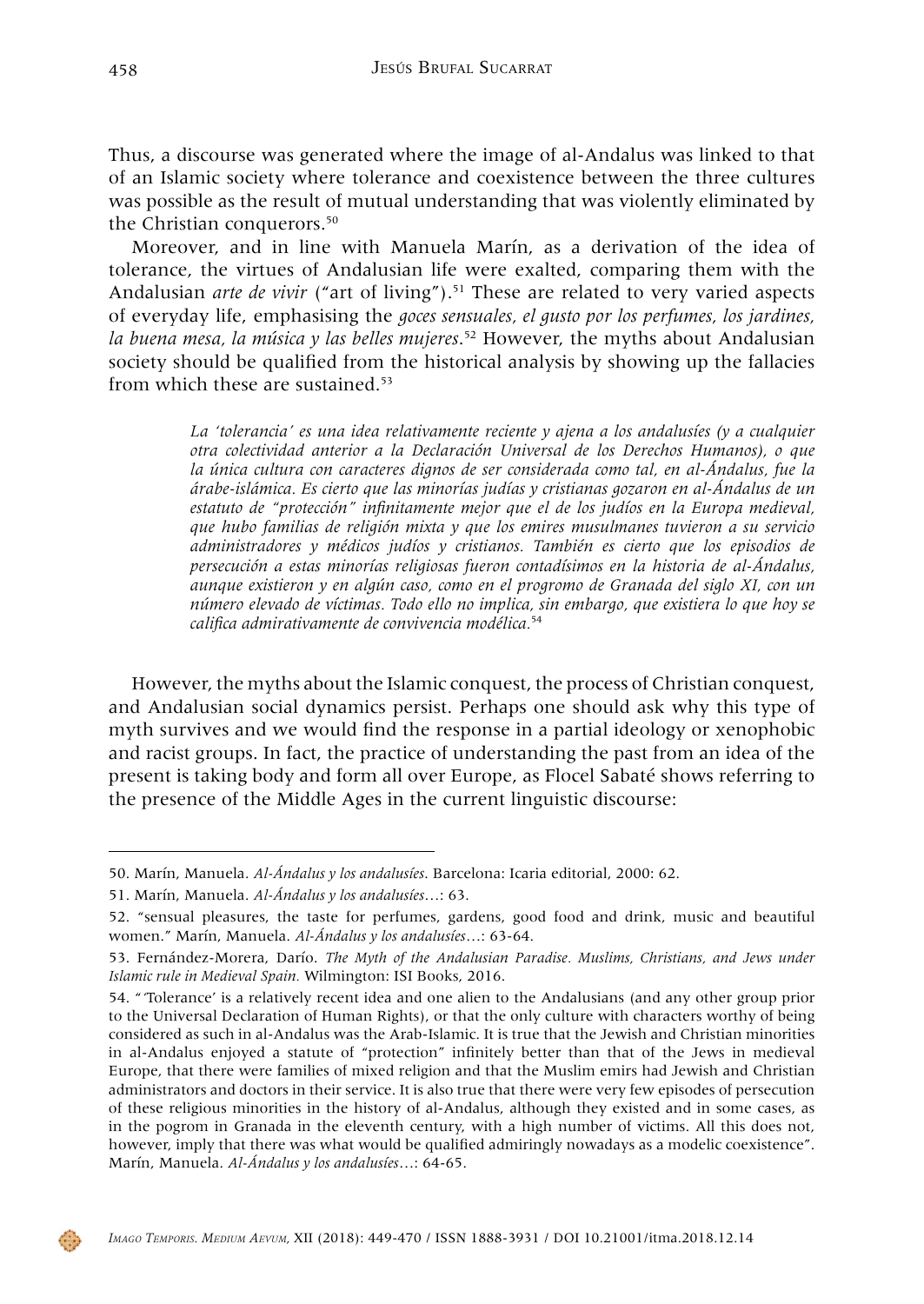Thus, a discourse was generated where the image of al-Andalus was linked to that of an Islamic society where tolerance and coexistence between the three cultures was possible as the result of mutual understanding that was violently eliminated by the Christian conquerors.[50]

Moreover, and in line with Manuela Marín, as a derivation of the idea of tolerance, the virtues of Andalusian life were exalted, comparing them with the Andalusian *arte de vivir* ("art of living").[51] These are related to very varied aspects of everyday life, emphasising the *goces sensuales, el gusto por los perfumes, los jardines, la buena mesa, la música y las belles mujeres*.[52] However, the myths about Andalusian society should be qualified from the historical analysis by showing up the fallacies from which these are sustained.[53]

> *La 'tolerancia' es una idea relativamente reciente y ajena a los andalusíes (y a cualquier otra colectividad anterior a la Declaración Universal de los Derechos Humanos), o que la única cultura con caracteres dignos de ser considerada como tal, en al-Ándalus, fue la árabe-islámica. Es cierto que las minorías judías y cristianas gozaron en al-Ándalus de un estatuto de "protección" infinitamente mejor que el de los judíos en la Europa medieval, que hubo familias de religión mixta y que los emires musulmanes tuvieron a su servicio administradores y médicos judíos y cristianos. También es cierto que los episodios de persecución a estas minorías religiosas fueron contadísimos en la historia de al-Ándalus, aunque existieron y en algún caso, como en el progromo de Granada del siglo XI, con un número elevado de víctimas. Todo ello no implica, sin embargo, que existiera lo que hoy se califica admirativamente de convivencia modélica.*[54]

However, the myths about the Islamic conquest, the process of Christian conquest, and Andalusian social dynamics persist. Perhaps one should ask why this type of myth survives and we would find the response in a partial ideology or xenophobic and racist groups. In fact, the practice of understanding the past from an idea of the present is taking body and form all over Europe, as Flocel Sabaté shows referring to the presence of the Middle Ages in the current linguistic discourse:

---

50. Marín, Manuela. *Al-Ándalus y los andalusíes*. Barcelona: Icaria editorial, 2000: 62.

51. Marín, Manuela. *Al-Ándalus y los andalusíes*…: 63.

52. "sensual pleasures, the taste for perfumes, gardens, good food and drink, music and beautiful women." Marín, Manuela. *Al-Ándalus y los andalusíes*…: 63-64.

53. Fernández-Morera, Darío. *The Myth of the Andalusian Paradise. Muslims, Christians, and Jews under Islamic rule in Medieval Spain.* Wilmington: ISI Books, 2016.

54. "'Tolerance' is a relatively recent idea and one alien to the Andalusians (and any other group prior to the Universal Declaration of Human Rights), or that the only culture with characters worthy of being considered as such in al-Andalus was the Arab-Islamic. It is true that the Jewish and Christian minorities in al-Andalus enjoyed a statute of "protection" infinitely better than that of the Jews in medieval Europe, that there were families of mixed religion and that the Muslim emirs had Jewish and Christian administrators and doctors in their service. It is also true that there were very few episodes of persecution of these religious minorities in the history of al-Andalus, although they existed and in some cases, as in the pogrom in Granada in the eleventh century, with a high number of victims. All this does not, however, imply that there was what would be qualified admiringly nowadays as a modelic coexistence". Marín, Manuela. *Al-Ándalus y los andalusíes*…: 64-65.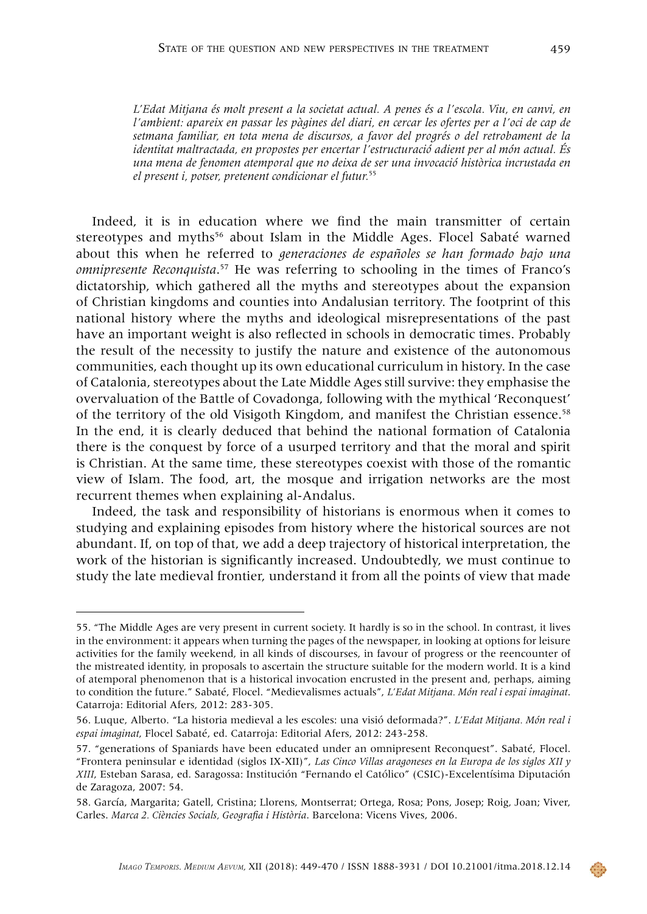> *L'Edat Mitjana és molt present a la societat actual. A penes és a l'escola. Viu, en canvi, en l'ambient: apareix en passar les pàgines del diari, en cercar les ofertes per a l'oci de cap de setmana familiar, en tota mena de discursos, a favor del progrés o del retrobament de la identitat maltractada, en propostes per encertar l'estructuració adient per al món actual. És una mena de fenomen atemporal que no deixa de ser una invocació històrica incrustada en el present i, potser, pretenent condicionar el futur.*[55]

Indeed, it is in education where we find the main transmitter of certain stereotypes and myths[56] about Islam in the Middle Ages. Flocel Sabaté warned about this when he referred to *generaciones de españoles se han formado bajo una omnipresente Reconquista*.[57] He was referring to schooling in the times of Franco's dictatorship, which gathered all the myths and stereotypes about the expansion of Christian kingdoms and counties into Andalusian territory. The footprint of this national history where the myths and ideological misrepresentations of the past have an important weight is also reflected in schools in democratic times. Probably the result of the necessity to justify the nature and existence of the autonomous communities, each thought up its own educational curriculum in history. In the case of Catalonia, stereotypes about the Late Middle Ages still survive: they emphasise the overvaluation of the Battle of Covadonga, following with the mythical 'Reconquest' of the territory of the old Visigoth Kingdom, and manifest the Christian essence.[58] In the end, it is clearly deduced that behind the national formation of Catalonia there is the conquest by force of a usurped territory and that the moral and spirit is Christian. At the same time, these stereotypes coexist with those of the romantic view of Islam. The food, art, the mosque and irrigation networks are the most recurrent themes when explaining al-Andalus.

Indeed, the task and responsibility of historians is enormous when it comes to studying and explaining episodes from history where the historical sources are not abundant. If, on top of that, we add a deep trajectory of historical interpretation, the work of the historian is significantly increased. Undoubtedly, we must continue to study the late medieval frontier, understand it from all the points of view that made

---

55. "The Middle Ages are very present in current society. It hardly is so in the school. In contrast, it lives in the environment: it appears when turning the pages of the newspaper, in looking at options for leisure activities for the family weekend, in all kinds of discourses, in favour of progress or the reencounter of the mistreated identity, in proposals to ascertain the structure suitable for the modern world. It is a kind of atemporal phenomenon that is a historical invocation encrusted in the present and, perhaps, aiming to condition the future." Sabaté, Flocel. "Medievalismes actuals", *L'Edat Mitjana. Món real i espai imaginat*. Catarroja: Editorial Afers, 2012: 283-305.

56. Luque, Alberto. "La història medieval a les escoles: una visió deformada?". *L'Edat Mitjana. Món real i espai imaginat*, Flocel Sabaté, ed. Catarroja: Editorial Afers, 2012: 243-258.

57. "generations of Spaniards have been educated under an omnipresent Reconquest". Sabaté, Flocel. "Frontera peninsular e identidad (siglos IX-XII)", *Las Cinco Villas aragonesas en la Europa de los siglos XII y XIII*, Esteban Sarasa, ed. Saragossa: Institución "Fernando el Católico" (CSIC)-Excelentísima Diputación de Zaragoza, 2007: 54.

58. García, Margarita; Gatell, Cristina; Llorens, Montserrat; Ortega, Rosa; Pons, Josep; Roig, Joan; Viver, Carles. *Marca 2. Ciències Socials, Geografia i Història*. Barcelona: Vicens Vives, 2006.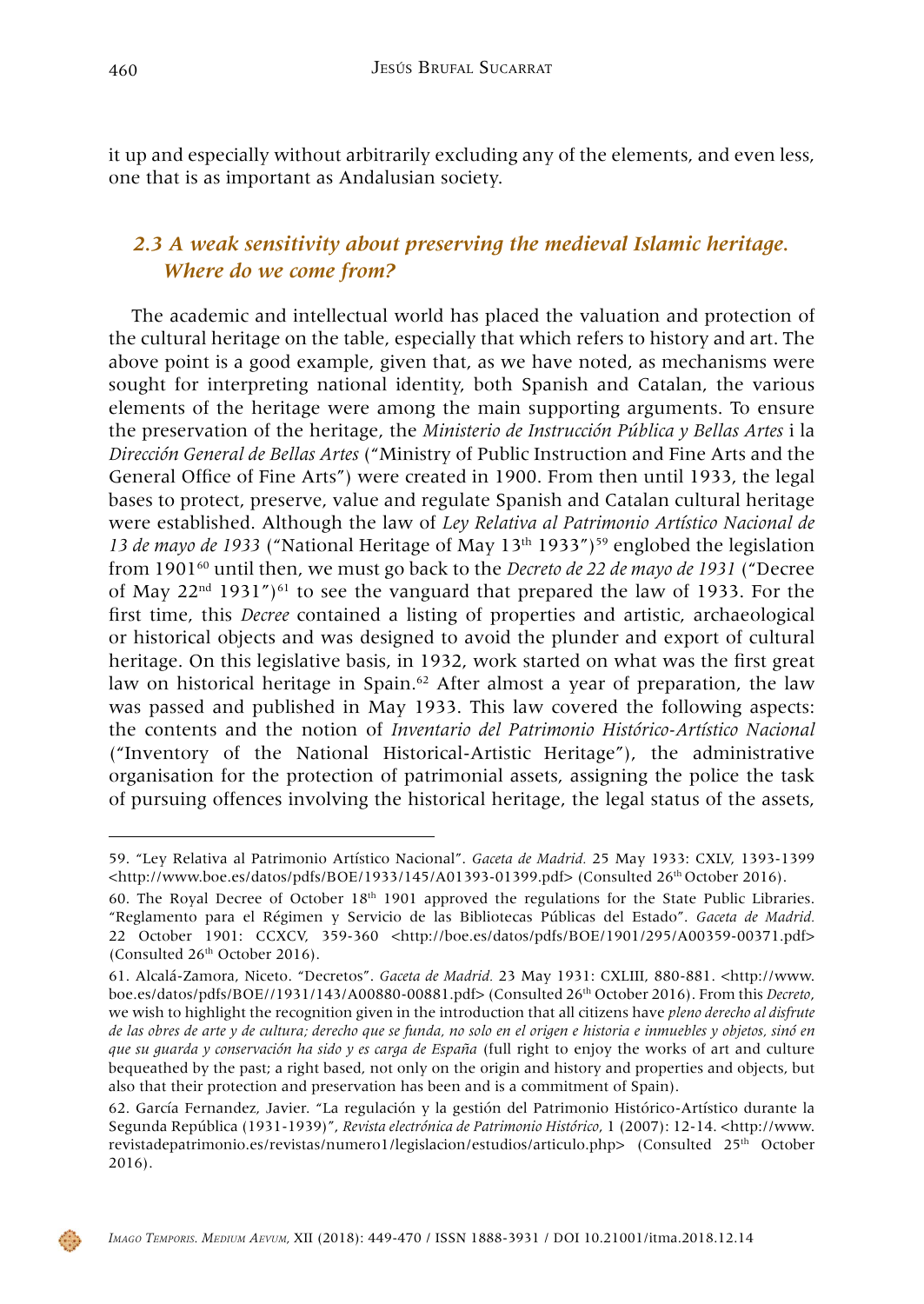it up and especially without arbitrarily excluding any of the elements, and even less, one that is as important as Andalusian society.

### *2.3 A weak sensitivity about preserving the medieval Islamic heritage. Where do we come from?*

The academic and intellectual world has placed the valuation and protection of the cultural heritage on the table, especially that which refers to history and art. The above point is a good example, given that, as we have noted, as mechanisms were sought for interpreting national identity, both Spanish and Catalan, the various elements of the heritage were among the main supporting arguments. To ensure the preservation of the heritage, the *Ministerio de Instrucción Pública y Bellas Artes* i la *Dirección General de Bellas Artes* ("Ministry of Public Instruction and Fine Arts and the General Office of Fine Arts") were created in 1900. From then until 1933, the legal bases to protect, preserve, value and regulate Spanish and Catalan cultural heritage were established. Although the law of *Ley Relativa al Patrimonio Artístico Nacional de 13 de mayo de 1933* ("National Heritage of May 13th 1933")[59] englobed the legislation from 1901[60] until then, we must go back to the *Decreto de 22 de mayo de 1931* ("Decree of May 22nd 1931")[61] to see the vanguard that prepared the law of 1933. For the first time, this *Decree* contained a listing of properties and artistic, archaeological or historical objects and was designed to avoid the plunder and export of cultural heritage. On this legislative basis, in 1932, work started on what was the first great law on historical heritage in Spain.[62] After almost a year of preparation, the law was passed and published in May 1933. This law covered the following aspects: the contents and the notion of *Inventario del Patrimonio Histórico-Artístico Nacional* ("Inventory of the National Historical-Artistic Heritage"), the administrative organisation for the protection of patrimonial assets, assigning the police the task of pursuing offences involving the historical heritage, the legal status of the assets,

---

59. "Ley Relativa al Patrimonio Artístico Nacional". *Gaceta de Madrid.* 25 May 1933: CXLV, 1393-1399 <http://www.boe.es/datos/pdfs/BOE/1933/145/A01393-01399.pdf> (Consulted 26th October 2016).

60. The Royal Decree of October 18th 1901 approved the regulations for the State Public Libraries. "Reglamento para el Régimen y Servicio de las Bibliotecas Públicas del Estado". *Gaceta de Madrid.* 22 October 1901: CCXCV, 359-360 <http://boe.es/datos/pdfs/BOE/1901/295/A00359-00371.pdf> (Consulted 26th October 2016).

61. Alcalá-Zamora, Niceto. "Decretos". *Gaceta de Madrid.* 23 May 1931: CXLIII, 880-881. <http://www.boe.es/datos/pdfs/BOE//1931/143/A00880-00881.pdf> (Consulted 26th October 2016). From this *Decreto*, we wish to highlight the recognition given in the introduction that all citizens have *pleno derecho al disfrute de las obres de arte y de cultura; derecho que se funda, no solo en el origen e historia e inmuebles y objetos, sinó en que su guarda y conservación ha sido y es carga de España* (full right to enjoy the works of art and culture bequeathed by the past; a right based, not only on the origin and history and properties and objects, but also that their protection and preservation has been and is a commitment of Spain).

62. García Fernandez, Javier. "La regulación y la gestión del Patrimonio Histórico-Artístico durante la Segunda República (1931-1939)", *Revista electrónica de Patrimonio Histórico*, 1 (2007): 12-14. <http://www.revistadepatrimonio.es/revistas/numero1/legislacion/estudios/articulo.php> (Consulted 25th October 2016).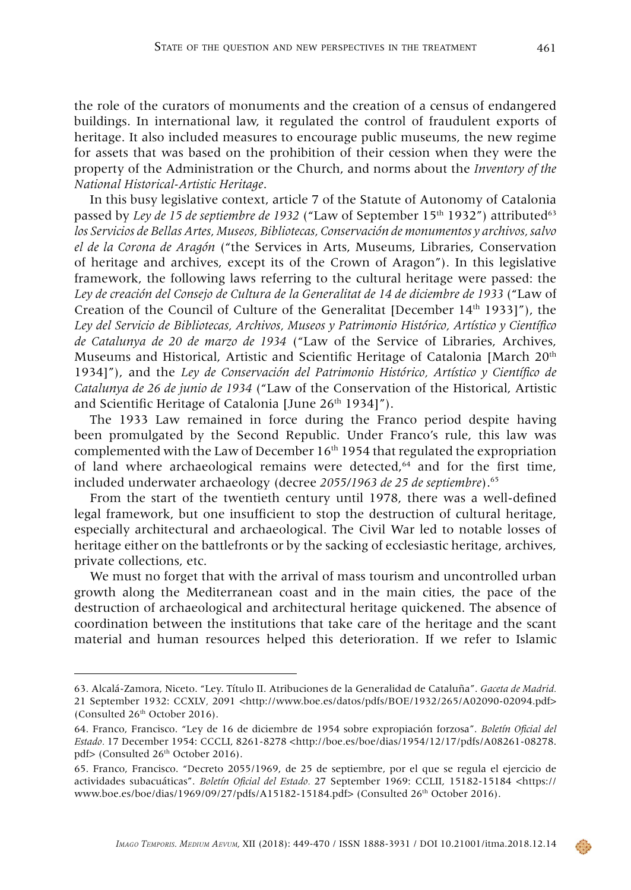the role of the curators of monuments and the creation of a census of endangered buildings. In international law, it regulated the control of fraudulent exports of heritage. It also included measures to encourage public museums, the new regime for assets that was based on the prohibition of their cession when they were the property of the Administration or the Church, and norms about the *Inventory of the National Historical-Artistic Heritage*.

In this busy legislative context, article 7 of the Statute of Autonomy of Catalonia passed by *Ley de 15 de septiembre de 1932* ("Law of September 15th 1932") attributed[63] *los Servicios de Bellas Artes, Museos, Bibliotecas, Conservación de monumentos y archivos, salvo el de la Corona de Aragón* ("the Services in Arts, Museums, Libraries, Conservation of heritage and archives, except its of the Crown of Aragon"). In this legislative framework, the following laws referring to the cultural heritage were passed: the *Ley de creación del Consejo de Cultura de la Generalitat de 14 de diciembre de 1933* ("Law of Creation of the Council of Culture of the Generalitat [December 14th 1933]"), the *Ley del Servicio de Bibliotecas, Archivos, Museos y Patrimonio Histórico, Artístico y Científico de Catalunya de 20 de marzo de 1934* ("Law of the Service of Libraries, Archives, Museums and Historical, Artistic and Scientific Heritage of Catalonia [March 20th 1934]"), and the *Ley de Conservación del Patrimonio Histórico, Artístico y Científico de Catalunya de 26 de junio de 1934* ("Law of the Conservation of the Historical, Artistic and Scientific Heritage of Catalonia [June 26th 1934]").

The 1933 Law remained in force during the Franco period despite having been promulgated by the Second Republic. Under Franco's rule, this law was complemented with the Law of December 16th 1954 that regulated the expropriation of land where archaeological remains were detected,[64] and for the first time, included underwater archaeology (decree *2055/1963 de 25 de septiembre*).[65]

From the start of the twentieth century until 1978, there was a well-defined legal framework, but one insufficient to stop the destruction of cultural heritage, especially architectural and archaeological. The Civil War led to notable losses of heritage either on the battlefronts or by the sacking of ecclesiastic heritage, archives, private collections, etc.

We must no forget that with the arrival of mass tourism and uncontrolled urban growth along the Mediterranean coast and in the main cities, the pace of the destruction of archaeological and architectural heritage quickened. The absence of coordination between the institutions that take care of the heritage and the scant material and human resources helped this deterioration. If we refer to Islamic

---

63. Alcalá-Zamora, Niceto. "Ley. Título II. Atribuciones de la Generalidad de Cataluña". *Gaceta de Madrid.* 21 September 1932: CCXLV, 2091 <http://www.boe.es/datos/pdfs/BOE/1932/265/A02090-02094.pdf> (Consulted 26th October 2016).

64. Franco, Francisco. "Ley de 16 de diciembre de 1954 sobre expropiación forzosa". *Boletín Oficial del Estado.* 17 December 1954: CCCLI, 8261-8278 <http://boe.es/boe/dias/1954/12/17/pdfs/A08261-08278.pdf> (Consulted 26th October 2016).

65. Franco, Francisco. "Decreto 2055/1969, de 25 de septiembre, por el que se regula el ejercicio de actividades subacuáticas". *Boletín Oficial del Estado.* 27 September 1969: CCLII, 15182-15184 <https://www.boe.es/boe/dias/1969/09/27/pdfs/A15182-15184.pdf> (Consulted 26th October 2016).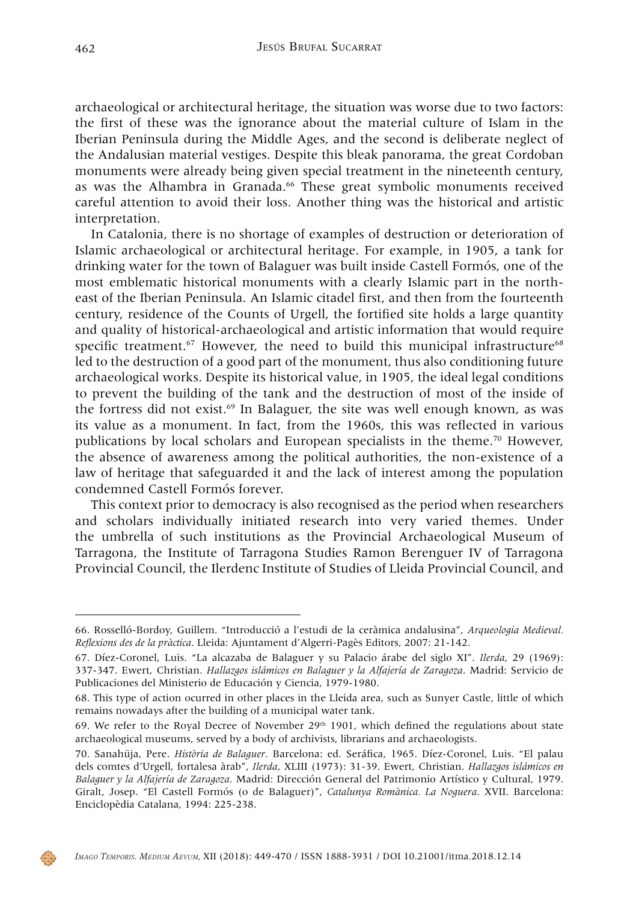archaeological or architectural heritage, the situation was worse due to two factors: the first of these was the ignorance about the material culture of Islam in the Iberian Peninsula during the Middle Ages, and the second is deliberate neglect of the Andalusian material vestiges. Despite this bleak panorama, the great Cordoban monuments were already being given special treatment in the nineteenth century, as was the Alhambra in Granada.[66] These great symbolic monuments received careful attention to avoid their loss. Another thing was the historical and artistic interpretation.

In Catalonia, there is no shortage of examples of destruction or deterioration of Islamic archaeological or architectural heritage. For example, in 1905, a tank for drinking water for the town of Balaguer was built inside Castell Formós, one of the most emblematic historical monuments with a clearly Islamic part in the north-east of the Iberian Peninsula. An Islamic citadel first, and then from the fourteenth century, residence of the Counts of Urgell, the fortified site holds a large quantity and quality of historical-archaeological and artistic information that would require specific treatment.[67] However, the need to build this municipal infrastructure[68] led to the destruction of a good part of the monument, thus also conditioning future archaeological works. Despite its historical value, in 1905, the ideal legal conditions to prevent the building of the tank and the destruction of most of the inside of the fortress did not exist.[69] In Balaguer, the site was well enough known, as was its value as a monument. In fact, from the 1960s, this was reflected in various publications by local scholars and European specialists in the theme.[70] However, the absence of awareness among the political authorities, the non-existence of a law of heritage that safeguarded it and the lack of interest among the population condemned Castell Formós forever.

This context prior to democracy is also recognised as the period when researchers and scholars individually initiated research into very varied themes. Under the umbrella of such institutions as the Provincial Archaeological Museum of Tarragona, the Institute of Tarragona Studies Ramon Berenguer IV of Tarragona Provincial Council, the Ilerdenc Institute of Studies of Lleida Provincial Council, and

---

66. Rosselló-Bordoy, Guillem. "Introducció a l'estudi de la ceràmica andalusina", *Arqueologia Medieval. Reflexions des de la pràctica*. Lleida: Ajuntament d'Algerri-Pagès Editors, 2007: 21-142.

67. Díez-Coronel, Luis. "La alcazaba de Balaguer y su Palacio árabe del siglo XI". *Ilerda*, 29 (1969): 337-347. Ewert, Christian. *Hallazgos islámicos en Balaguer y la Alfajería de Zaragoza*. Madrid: Servicio de Publicaciones del Ministerio de Educación y Ciencia, 1979-1980.

68. This type of action ocurred in other places in the Lleida area, such as Sunyer Castle, little of which remains nowadays after the building of a municipal water tank.

69. We refer to the Royal Decree of November 29th 1901, which defined the regulations about state archaeological museums, served by a body of archivists, librarians and archaeologists.

70. Sanahüja, Pere. *Història de Balaguer*. Barcelona: ed. Seráfica, 1965. Díez-Coronel, Luis. "El palau dels comtes d'Urgell, fortalesa àrab", *Ilerda*, XLIII (1973): 31-39. Ewert, Christian. *Hallazgos islámicos en Balaguer y la Alfajería de Zaragoza*. Madrid: Dirección General del Patrimonio Artístico y Cultural, 1979. Giralt, Josep. "El Castell Formós (o de Balaguer)", *Catalunya Romànica. La Noguera*. XVII. Barcelona: Enciclopèdia Catalana, 1994: 225-238.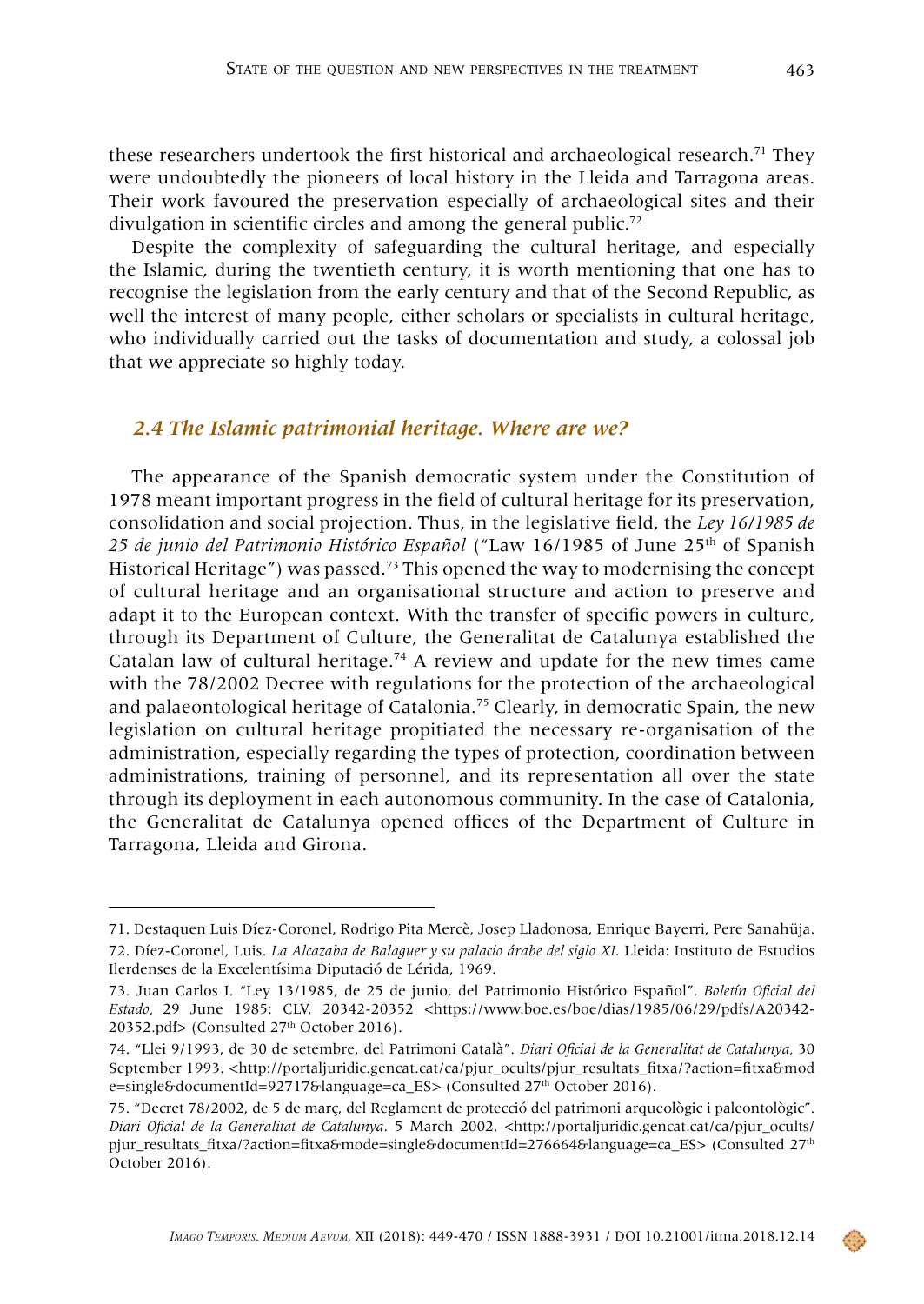these researchers undertook the first historical and archaeological research.[71] They were undoubtedly the pioneers of local history in the Lleida and Tarragona areas. Their work favoured the preservation especially of archaeological sites and their divulgation in scientific circles and among the general public.[72]

Despite the complexity of safeguarding the cultural heritage, and especially the Islamic, during the twentieth century, it is worth mentioning that one has to recognise the legislation from the early century and that of the Second Republic, as well the interest of many people, either scholars or specialists in cultural heritage, who individually carried out the tasks of documentation and study, a colossal job that we appreciate so highly today.

## *2.4 The Islamic patrimonial heritage. Where are we?*

The appearance of the Spanish democratic system under the Constitution of 1978 meant important progress in the field of cultural heritage for its preservation, consolidation and social projection. Thus, in the legislative field, the *Ley 16/1985 de 25 de junio del Patrimonio Histórico Español* ("Law 16/1985 of June 25th of Spanish Historical Heritage") was passed.[73] This opened the way to modernising the concept of cultural heritage and an organisational structure and action to preserve and adapt it to the European context. With the transfer of specific powers in culture, through its Department of Culture, the Generalitat de Catalunya established the Catalan law of cultural heritage.[74] A review and update for the new times came with the 78/2002 Decree with regulations for the protection of the archaeological and palaeontological heritage of Catalonia.[75] Clearly, in democratic Spain, the new legislation on cultural heritage propitiated the necessary re-organisation of the administration, especially regarding the types of protection, coordination between administrations, training of personnel, and its representation all over the state through its deployment in each autonomous community. In the case of Catalonia, the Generalitat de Catalunya opened offices of the Department of Culture in Tarragona, Lleida and Girona.

---

71. Destaquen Luis Díez-Coronel, Rodrigo Pita Mercè, Josep Lladonosa, Enrique Bayerri, Pere Sanahüja.

72. Díez-Coronel, Luis. *La Alcazaba de Balaguer y su palacio árabe del siglo XI*. Lleida: Instituto de Estudios Ilerdenses de la Excelentísima Diputació de Lérida, 1969.

73. Juan Carlos I. "Ley 13/1985, de 25 de junio, del Patrimonio Histórico Español". *Boletín Oficial del Estado*, 29 June 1985: CLV, 20342-20352 <https://www.boe.es/boe/dias/1985/06/29/pdfs/A20342-20352.pdf> (Consulted 27th October 2016).

74. "Llei 9/1993, de 30 de setembre, del Patrimoni Català". *Diari Oficial de la Generalitat de Catalunya*, 30 September 1993. <http://portaljuridic.gencat.cat/ca/pjur_ocults/pjur_resultats_fitxa/?action=fitxa&mode=single&documentId=92717&language=ca_ES> (Consulted 27th October 2016).

75. "Decret 78/2002, de 5 de març, del Reglament de protecció del patrimoni arqueològic i paleontològic". *Diari Oficial de la Generalitat de Catalunya*. 5 March 2002. <http://portaljuridic.gencat.cat/ca/pjur_ocults/pjur_resultats_fitxa/?action=fitxa&mode=single&documentId=276664&language=ca_ES> (Consulted 27th October 2016).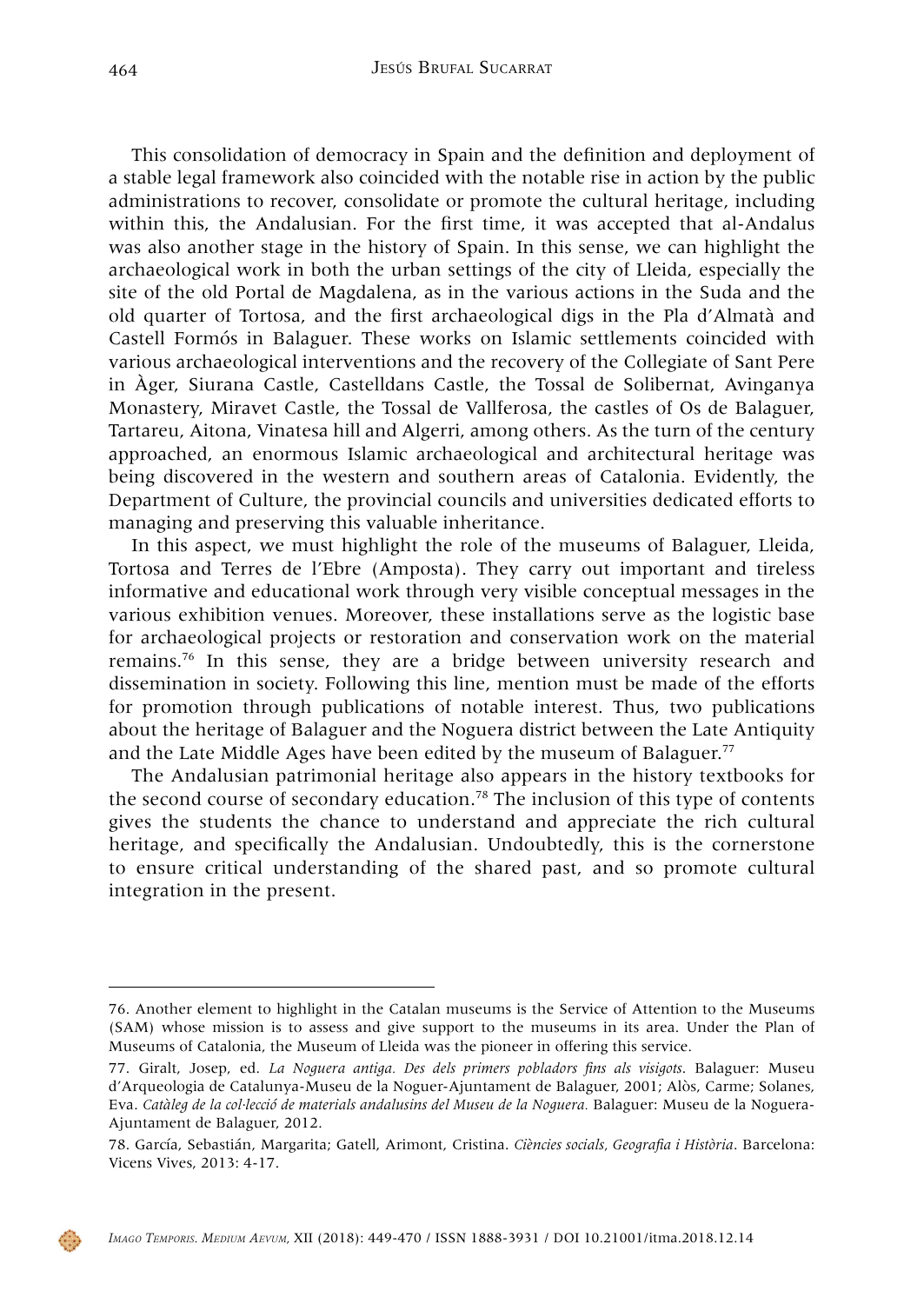This consolidation of democracy in Spain and the definition and deployment of a stable legal framework also coincided with the notable rise in action by the public administrations to recover, consolidate or promote the cultural heritage, including within this, the Andalusian. For the first time, it was accepted that al-Andalus was also another stage in the history of Spain. In this sense, we can highlight the archaeological work in both the urban settings of the city of Lleida, especially the site of the old Portal de Magdalena, as in the various actions in the Suda and the old quarter of Tortosa, and the first archaeological digs in the Pla d'Almatà and Castell Formós in Balaguer. These works on Islamic settlements coincided with various archaeological interventions and the recovery of the Collegiate of Sant Pere in Àger, Siurana Castle, Castelldans Castle, the Tossal de Solibernat, Avinganya Monastery, Miravet Castle, the Tossal de Vallferosa, the castles of Os de Balaguer, Tartareu, Aitona, Vinatesa hill and Algerri, among others. As the turn of the century approached, an enormous Islamic archaeological and architectural heritage was being discovered in the western and southern areas of Catalonia. Evidently, the Department of Culture, the provincial councils and universities dedicated efforts to managing and preserving this valuable inheritance.

In this aspect, we must highlight the role of the museums of Balaguer, Lleida, Tortosa and Terres de l'Ebre (Amposta). They carry out important and tireless informative and educational work through very visible conceptual messages in the various exhibition venues. Moreover, these installations serve as the logistic base for archaeological projects or restoration and conservation work on the material remains.[76] In this sense, they are a bridge between university research and dissemination in society. Following this line, mention must be made of the efforts for promotion through publications of notable interest. Thus, two publications about the heritage of Balaguer and the Noguera district between the Late Antiquity and the Late Middle Ages have been edited by the museum of Balaguer.[77]

The Andalusian patrimonial heritage also appears in the history textbooks for the second course of secondary education.[78] The inclusion of this type of contents gives the students the chance to understand and appreciate the rich cultural heritage, and specifically the Andalusian. Undoubtedly, this is the cornerstone to ensure critical understanding of the shared past, and so promote cultural integration in the present.

---

76. Another element to highlight in the Catalan museums is the Service of Attention to the Museums (SAM) whose mission is to assess and give support to the museums in its area. Under the Plan of Museums of Catalonia, the Museum of Lleida was the pioneer in offering this service.

77. Giralt, Josep, ed. *La Noguera antiga. Des dels primers pobladors fins als visigots*. Balaguer: Museu d'Arqueologia de Catalunya-Museu de la Noguer-Ajuntament de Balaguer, 2001; Alòs, Carme; Solanes, Eva. *Catàleg de la col·lecció de materials andalusins del Museu de la Noguera*. Balaguer: Museu de la Noguera-Ajuntament de Balaguer, 2012.

78. García, Sebastián, Margarita; Gatell, Arimont, Cristina. *Ciències socials, Geografia i Història*. Barcelona: Vicens Vives, 2013: 4-17.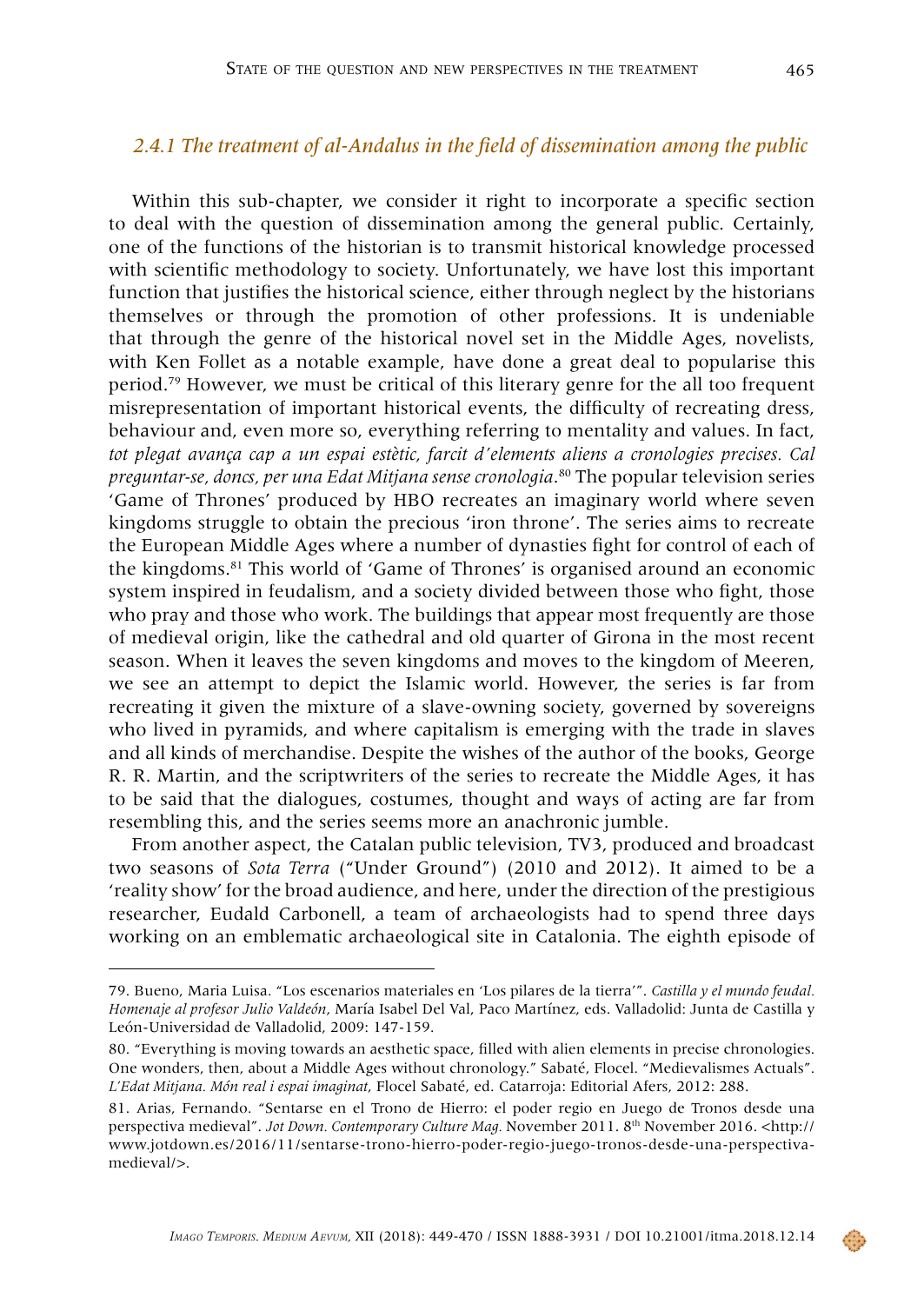### *2.4.1 The treatment of al-Andalus in the field of dissemination among the public*

Within this sub-chapter, we consider it right to incorporate a specific section to deal with the question of dissemination among the general public. Certainly, one of the functions of the historian is to transmit historical knowledge processed with scientific methodology to society. Unfortunately, we have lost this important function that justifies the historical science, either through neglect by the historians themselves or through the promotion of other professions. It is undeniable that through the genre of the historical novel set in the Middle Ages, novelists, with Ken Follet as a notable example, have done a great deal to popularise this period.[79] However, we must be critical of this literary genre for the all too frequent misrepresentation of important historical events, the difficulty of recreating dress, behaviour and, even more so, everything referring to mentality and values. In fact, *tot plegat avança cap a un espai estètic, farcit d'elements aliens a cronologies precises. Cal preguntar-se, doncs, per una Edat Mitjana sense cronologia*.[80] The popular television series 'Game of Thrones' produced by HBO recreates an imaginary world where seven kingdoms struggle to obtain the precious 'iron throne'. The series aims to recreate the European Middle Ages where a number of dynasties fight for control of each of the kingdoms.[81] This world of 'Game of Thrones' is organised around an economic system inspired in feudalism, and a society divided between those who fight, those who pray and those who work. The buildings that appear most frequently are those of medieval origin, like the cathedral and old quarter of Girona in the most recent season. When it leaves the seven kingdoms and moves to the kingdom of Meeren, we see an attempt to depict the Islamic world. However, the series is far from recreating it given the mixture of a slave-owning society, governed by sovereigns who lived in pyramids, and where capitalism is emerging with the trade in slaves and all kinds of merchandise. Despite the wishes of the author of the books, George R. R. Martin, and the scriptwriters of the series to recreate the Middle Ages, it has to be said that the dialogues, costumes, thought and ways of acting are far from resembling this, and the series seems more an anachronic jumble.

From another aspect, the Catalan public television, TV3, produced and broadcast two seasons of *Sota Terra* ("Under Ground") (2010 and 2012). It aimed to be a 'reality show' for the broad audience, and here, under the direction of the prestigious researcher, Eudald Carbonell, a team of archaeologists had to spend three days working on an emblematic archaeological site in Catalonia. The eighth episode of

---

79. Bueno, Maria Luisa. "Los escenarios materiales en 'Los pilares de la tierra'". *Castilla y el mundo feudal. Homenaje al profesor Julio Valdeón*, María Isabel Del Val, Paco Martínez, eds. Valladolid: Junta de Castilla y León-Universidad de Valladolid, 2009: 147-159.

80. "Everything is moving towards an aesthetic space, filled with alien elements in precise chronologies. One wonders, then, about a Middle Ages without chronology." Sabaté, Flocel. "Medievalismes Actuals". *L'Edat Mitjana. Món real i espai imaginat*, Flocel Sabaté, ed. Catarroja: Editorial Afers, 2012: 288.

81. Arias, Fernando. "Sentarse en el Trono de Hierro: el poder regio en Juego de Tronos desde una perspectiva medieval". *Jot Down. Contemporary Culture Mag.* November 2011. 8th November 2016. <http://www.jotdown.es/2016/11/sentarse-trono-hierro-poder-regio-juego-tronos-desde-una-perspectiva-medieval/>.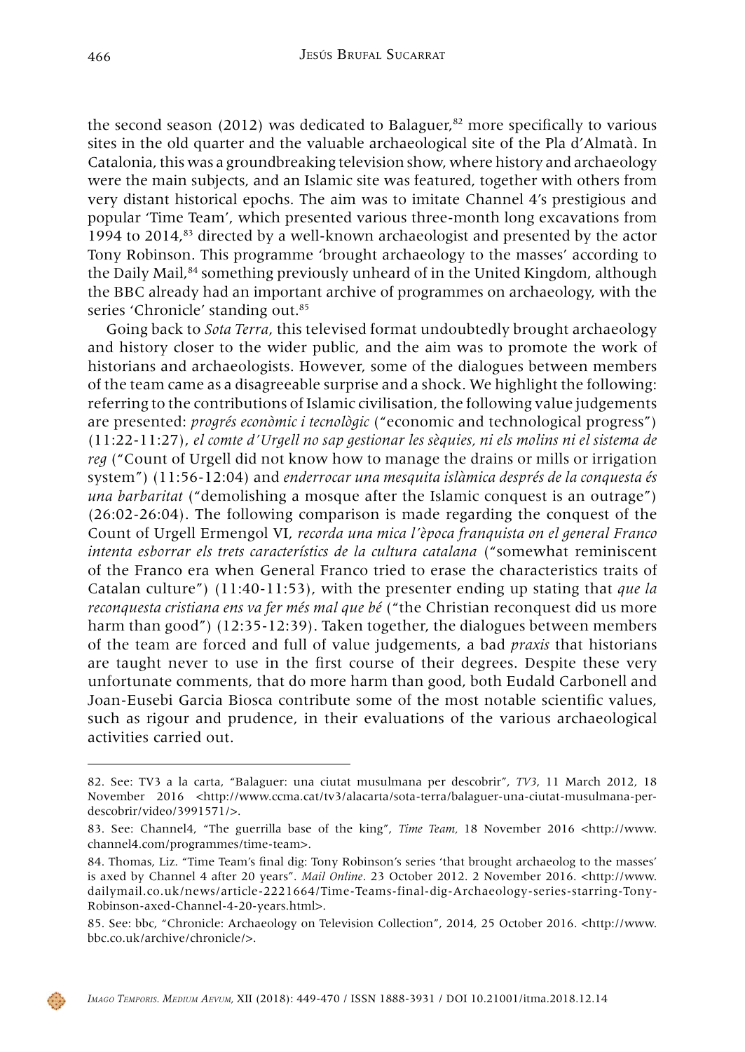the second season (2012) was dedicated to Balaguer,[82] more specifically to various sites in the old quarter and the valuable archaeological site of the Pla d'Almatà. In Catalonia, this was a groundbreaking television show, where history and archaeology were the main subjects, and an Islamic site was featured, together with others from very distant historical epochs. The aim was to imitate Channel 4's prestigious and popular 'Time Team', which presented various three-month long excavations from 1994 to 2014,[83] directed by a well-known archaeologist and presented by the actor Tony Robinson. This programme 'brought archaeology to the masses' according to the Daily Mail,[84] something previously unheard of in the United Kingdom, although the BBC already had an important archive of programmes on archaeology, with the series 'Chronicle' standing out.[85]

Going back to *Sota Terra*, this televised format undoubtedly brought archaeology and history closer to the wider public, and the aim was to promote the work of historians and archaeologists. However, some of the dialogues between members of the team came as a disagreeable surprise and a shock. We highlight the following: referring to the contributions of Islamic civilisation, the following value judgements are presented: *progrés econòmic i tecnològic* ("economic and technological progress") (11:22-11:27), *el comte d'Urgell no sap gestionar les sèquies, ni els molins ni el sistema de reg* ("Count of Urgell did not know how to manage the drains or mills or irrigation system") (11:56-12:04) and *enderrocar una mesquita islàmica després de la conquesta és una barbaritat* ("demolishing a mosque after the Islamic conquest is an outrage") (26:02-26:04). The following comparison is made regarding the conquest of the Count of Urgell Ermengol VI, *recorda una mica l'època franquista on el general Franco intenta esborrar els trets característics de la cultura catalana* ("somewhat reminiscent of the Franco era when General Franco tried to erase the characteristics traits of Catalan culture") (11:40-11:53), with the presenter ending up stating that *que la reconquesta cristiana ens va fer més mal que bé* ("the Christian reconquest did us more harm than good") (12:35-12:39). Taken together, the dialogues between members of the team are forced and full of value judgements, a bad *praxis* that historians are taught never to use in the first course of their degrees. Despite these very unfortunate comments, that do more harm than good, both Eudald Carbonell and Joan-Eusebi Garcia Biosca contribute some of the most notable scientific values, such as rigour and prudence, in their evaluations of the various archaeological activities carried out.

---

82. See: TV3 a la carta, "Balaguer: una ciutat musulmana per descobrir", *TV3*, 11 March 2012, 18 November 2016 <http://www.ccma.cat/tv3/alacarta/sota-terra/balaguer-una-ciutat-musulmana-per-descobrir/video/3991571/>.

83. See: Channel4, "The guerrilla base of the king", *Time Team*, 18 November 2016 <http://www.channel4.com/programmes/time-team>.

84. Thomas, Liz. "Time Team's final dig: Tony Robinson's series 'that brought archaeolog to the masses' is axed by Channel 4 after 20 years". *Mail Online*. 23 October 2012. 2 November 2016. <http://www.dailymail.co.uk/news/article-2221664/Time-Teams-final-dig-Archaeology-series-starring-Tony-Robinson-axed-Channel-4-20-years.html>.

85. See: bbc, "Chronicle: Archaeology on Television Collection", 2014, 25 October 2016. <http://www.bbc.co.uk/archive/chronicle/>.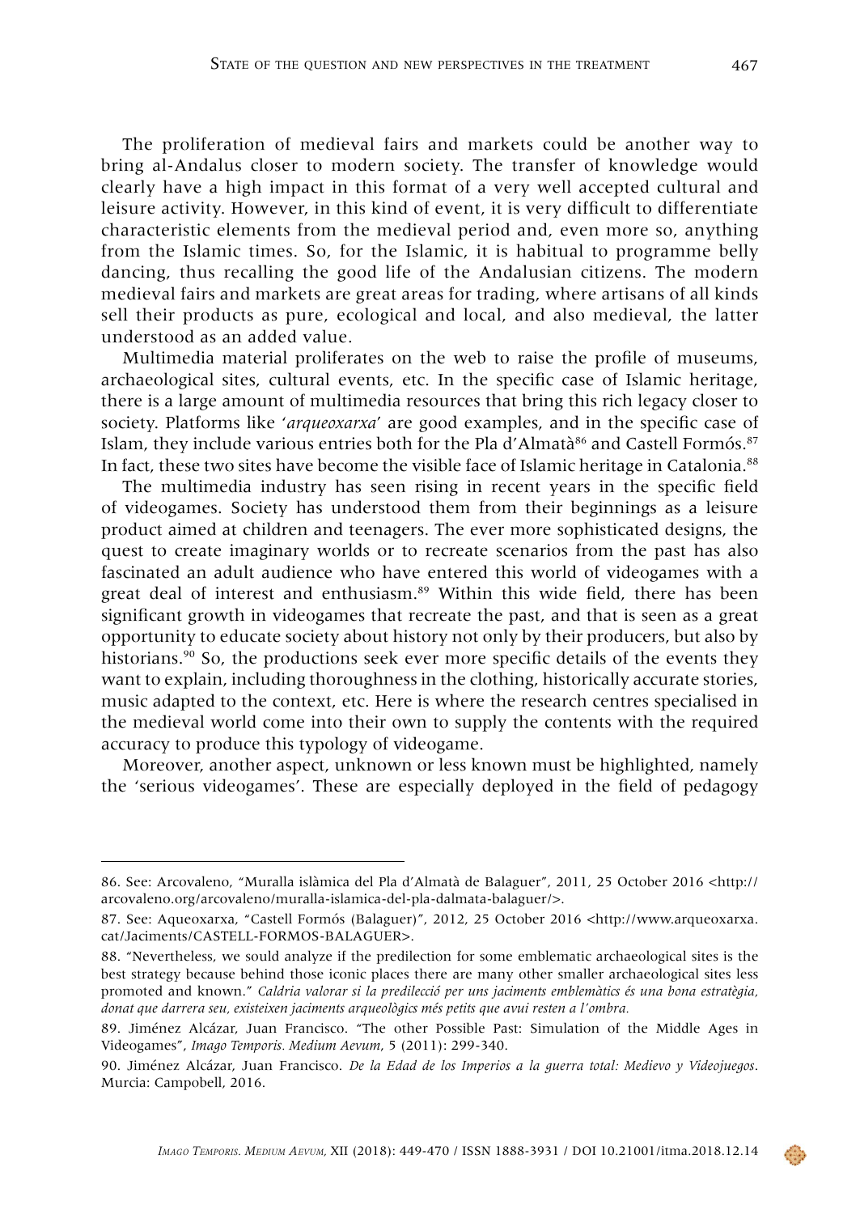The proliferation of medieval fairs and markets could be another way to bring al-Andalus closer to modern society. The transfer of knowledge would clearly have a high impact in this format of a very well accepted cultural and leisure activity. However, in this kind of event, it is very difficult to differentiate characteristic elements from the medieval period and, even more so, anything from the Islamic times. So, for the Islamic, it is habitual to programme belly dancing, thus recalling the good life of the Andalusian citizens. The modern medieval fairs and markets are great areas for trading, where artisans of all kinds sell their products as pure, ecological and local, and also medieval, the latter understood as an added value.

Multimedia material proliferates on the web to raise the profile of museums, archaeological sites, cultural events, etc. In the specific case of Islamic heritage, there is a large amount of multimedia resources that bring this rich legacy closer to society. Platforms like '*arqueoxarxa*' are good examples, and in the specific case of Islam, they include various entries both for the Pla d'Almatà[86] and Castell Formós.[87] In fact, these two sites have become the visible face of Islamic heritage in Catalonia.[88]

The multimedia industry has seen rising in recent years in the specific field of videogames. Society has understood them from their beginnings as a leisure product aimed at children and teenagers. The ever more sophisticated designs, the quest to create imaginary worlds or to recreate scenarios from the past has also fascinated an adult audience who have entered this world of videogames with a great deal of interest and enthusiasm.[89] Within this wide field, there has been significant growth in videogames that recreate the past, and that is seen as a great opportunity to educate society about history not only by their producers, but also by historians.[90] So, the productions seek ever more specific details of the events they want to explain, including thoroughness in the clothing, historically accurate stories, music adapted to the context, etc. Here is where the research centres specialised in the medieval world come into their own to supply the contents with the required accuracy to produce this typology of videogame.

Moreover, another aspect, unknown or less known must be highlighted, namely the 'serious videogames'. These are especially deployed in the field of pedagogy

---

86. See: Arcovaleno, "Muralla islàmica del Pla d'Almatà de Balaguer", 2011, 25 October 2016 <http://arcovaleno.org/arcovaleno/muralla-islamica-del-pla-dalmata-balaguer/>.

87. See: Aqueoxarxa, "Castell Formós (Balaguer)", 2012, 25 October 2016 <http://www.arqueoxarxa.cat/Jaciments/CASTELL-FORMOS-BALAGUER>.

88. "Nevertheless, we sould analyze if the predilection for some emblematic archaeological sites is the best strategy because behind those iconic places there are many other smaller archaeological sites less promoted and known." *Caldria valorar si la predilecció per uns jaciments emblemàtics és una bona estratègia, donat que darrera seu, existeixen jaciments arqueològics més petits que avui resten a l'ombra.*

89. Jiménez Alcázar, Juan Francisco. "The other Possible Past: Simulation of the Middle Ages in Videogames", *Imago Temporis. Medium Aevum*, 5 (2011): 299-340.

90. Jiménez Alcázar, Juan Francisco. *De la Edad de los Imperios a la guerra total: Medievo y Videojuegos*. Murcia: Campobell, 2016.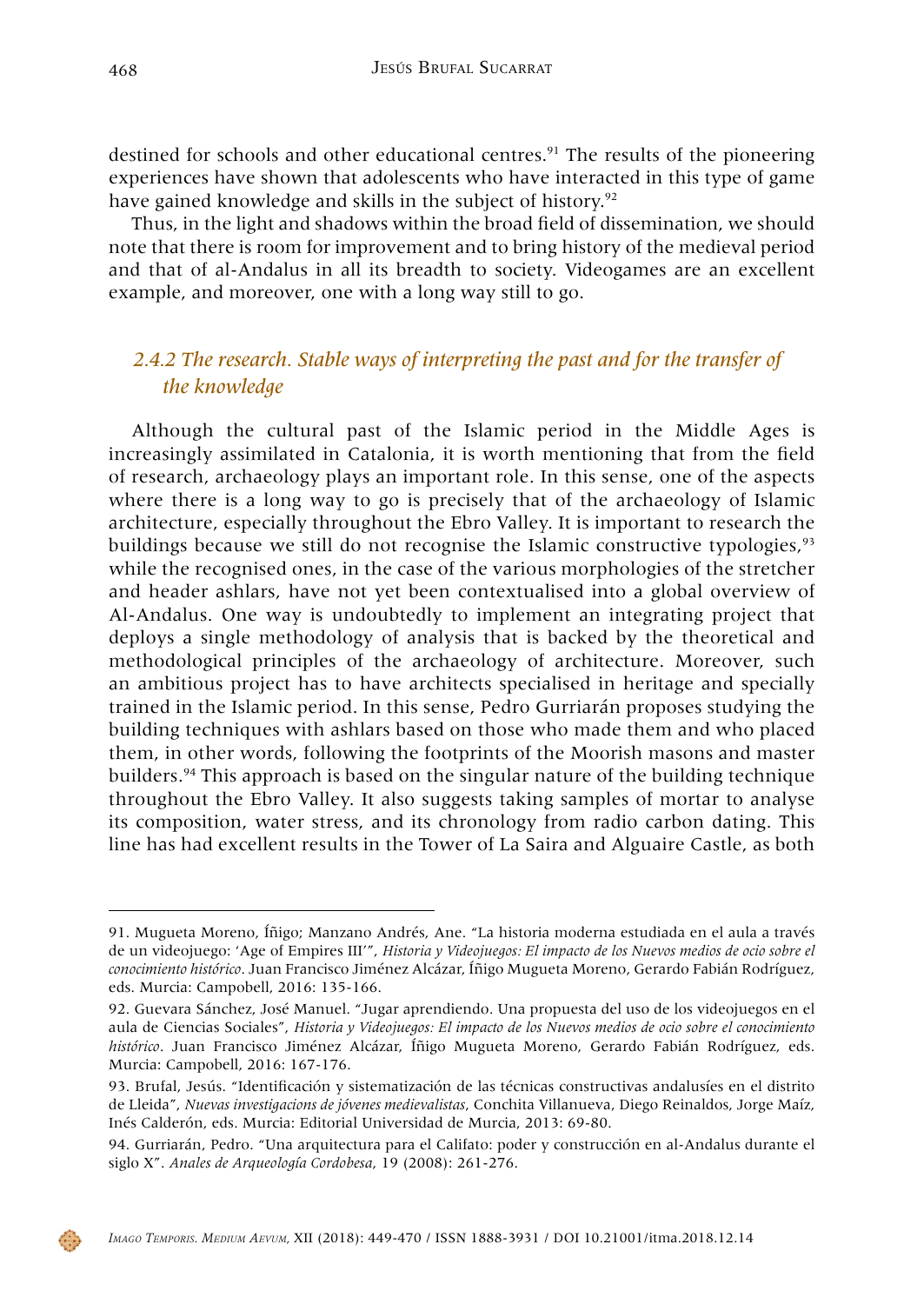destined for schools and other educational centres.[91] The results of the pioneering experiences have shown that adolescents who have interacted in this type of game have gained knowledge and skills in the subject of history.[92]

Thus, in the light and shadows within the broad field of dissemination, we should note that there is room for improvement and to bring history of the medieval period and that of al-Andalus in all its breadth to society. Videogames are an excellent example, and moreover, one with a long way still to go.

### *2.4.2 The research. Stable ways of interpreting the past and for the transfer of the knowledge*

Although the cultural past of the Islamic period in the Middle Ages is increasingly assimilated in Catalonia, it is worth mentioning that from the field of research, archaeology plays an important role. In this sense, one of the aspects where there is a long way to go is precisely that of the archaeology of Islamic architecture, especially throughout the Ebro Valley. It is important to research the buildings because we still do not recognise the Islamic constructive typologies,[93] while the recognised ones, in the case of the various morphologies of the stretcher and header ashlars, have not yet been contextualised into a global overview of Al-Andalus. One way is undoubtedly to implement an integrating project that deploys a single methodology of analysis that is backed by the theoretical and methodological principles of the archaeology of architecture. Moreover, such an ambitious project has to have architects specialised in heritage and specially trained in the Islamic period. In this sense, Pedro Gurriarán proposes studying the building techniques with ashlars based on those who made them and who placed them, in other words, following the footprints of the Moorish masons and master builders.[94] This approach is based on the singular nature of the building technique throughout the Ebro Valley. It also suggests taking samples of mortar to analyse its composition, water stress, and its chronology from radio carbon dating. This line has had excellent results in the Tower of La Saira and Alguaire Castle, as both

---

91. Mugueta Moreno, Íñigo; Manzano Andrés, Ane. "La historia moderna estudiada en el aula a través de un videojuego: 'Age of Empires III'", *Historia y Videojuegos: El impacto de los Nuevos medios de ocio sobre el conocimiento histórico*. Juan Francisco Jiménez Alcázar, Íñigo Mugueta Moreno, Gerardo Fabián Rodríguez, eds. Murcia: Campobell, 2016: 135-166.

92. Guevara Sánchez, José Manuel. "Jugar aprendiendo. Una propuesta del uso de los videojuegos en el aula de Ciencias Sociales", *Historia y Videojuegos: El impacto de los Nuevos medios de ocio sobre el conocimiento histórico*. Juan Francisco Jiménez Alcázar, Íñigo Mugueta Moreno, Gerardo Fabián Rodríguez, eds. Murcia: Campobell, 2016: 167-176.

93. Brufal, Jesús. "Identificación y sistematización de las técnicas constructivas andalusíes en el distrito de Lleida", *Nuevas investigacions de jóvenes medievalistas*, Conchita Villanueva, Diego Reinaldos, Jorge Maíz, Inés Calderón, eds. Murcia: Editorial Universidad de Murcia, 2013: 69-80.

94. Gurriarán, Pedro. "Una arquitectura para el Califato: poder y construcción en al-Andalus durante el siglo X". *Anales de Arqueología Cordobesa*, 19 (2008): 261-276.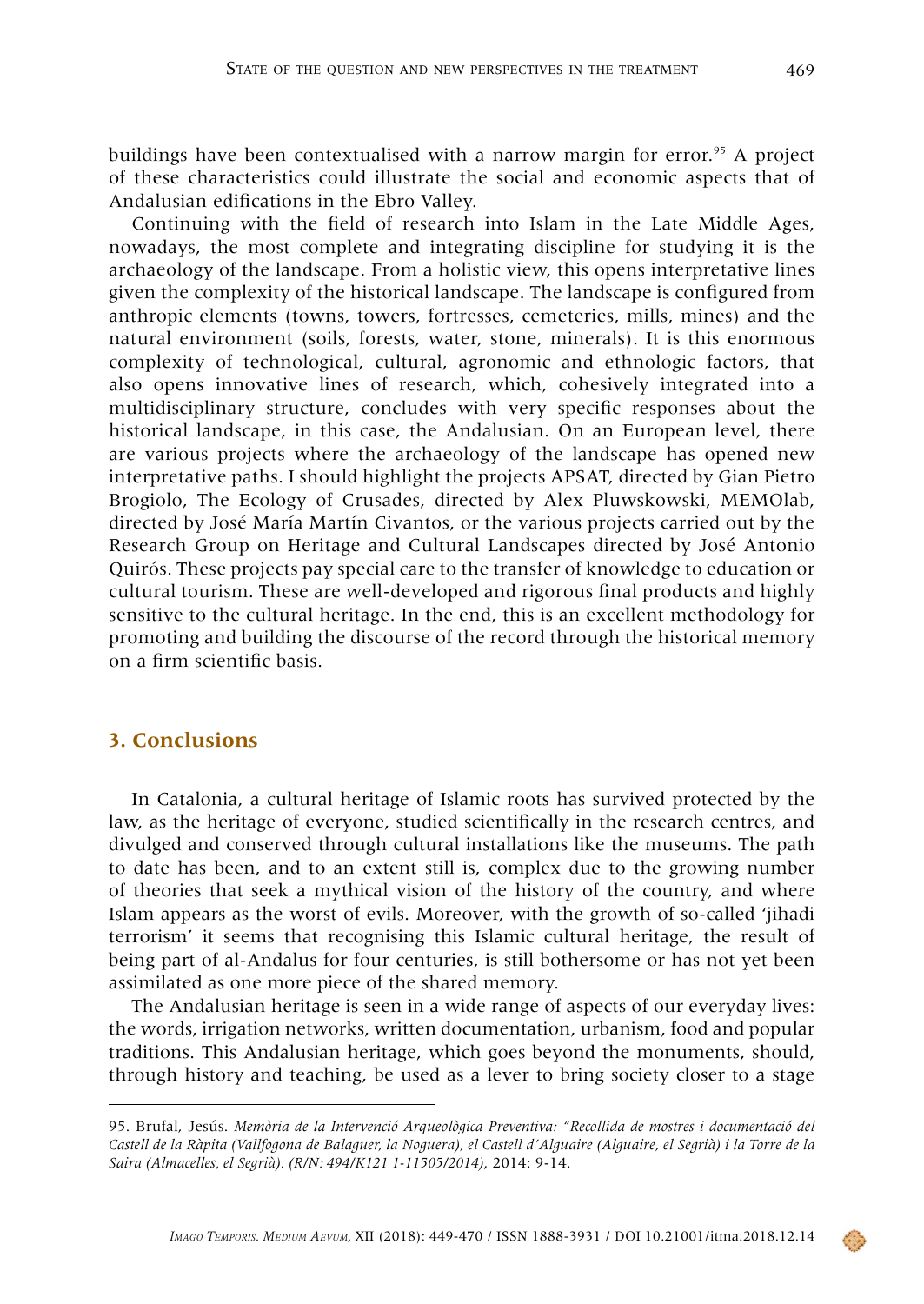buildings have been contextualised with a narrow margin for error.[95] A project of these characteristics could illustrate the social and economic aspects that of Andalusian edifications in the Ebro Valley.

Continuing with the field of research into Islam in the Late Middle Ages, nowadays, the most complete and integrating discipline for studying it is the archaeology of the landscape. From a holistic view, this opens interpretative lines given the complexity of the historical landscape. The landscape is configured from anthropic elements (towns, towers, fortresses, cemeteries, mills, mines) and the natural environment (soils, forests, water, stone, minerals). It is this enormous complexity of technological, cultural, agronomic and ethnologic factors, that also opens innovative lines of research, which, cohesively integrated into a multidisciplinary structure, concludes with very specific responses about the historical landscape, in this case, the Andalusian. On an European level, there are various projects where the archaeology of the landscape has opened new interpretative paths. I should highlight the projects APSAT, directed by Gian Pietro Brogiolo, The Ecology of Crusades, directed by Alex Pluwskowski, MEMOlab, directed by José María Martín Civantos, or the various projects carried out by the Research Group on Heritage and Cultural Landscapes directed by José Antonio Quirós. These projects pay special care to the transfer of knowledge to education or cultural tourism. These are well-developed and rigorous final products and highly sensitive to the cultural heritage. In the end, this is an excellent methodology for promoting and building the discourse of the record through the historical memory on a firm scientific basis.

## 3. Conclusions

In Catalonia, a cultural heritage of Islamic roots has survived protected by the law, as the heritage of everyone, studied scientifically in the research centres, and divulged and conserved through cultural installations like the museums. The path to date has been, and to an extent still is, complex due to the growing number of theories that seek a mythical vision of the history of the country, and where Islam appears as the worst of evils. Moreover, with the growth of so-called 'jihadi terrorism' it seems that recognising this Islamic cultural heritage, the result of being part of al-Andalus for four centuries, is still bothersome or has not yet been assimilated as one more piece of the shared memory.

The Andalusian heritage is seen in a wide range of aspects of our everyday lives: the words, irrigation networks, written documentation, urbanism, food and popular traditions. This Andalusian heritage, which goes beyond the monuments, should, through history and teaching, be used as a lever to bring society closer to a stage

---

95. Brufal, Jesús. *Memòria de la Intervenció Arqueològica Preventiva: "Recollida de mostres i documentació del Castell de la Ràpita (Vallfogona de Balaguer, la Noguera), el Castell d'Alguaire (Alguaire, el Segrià) i la Torre de la Saira (Almacelles, el Segrià). (R/N: 494/K121 1-11505/2014)*, 2014: 9-14.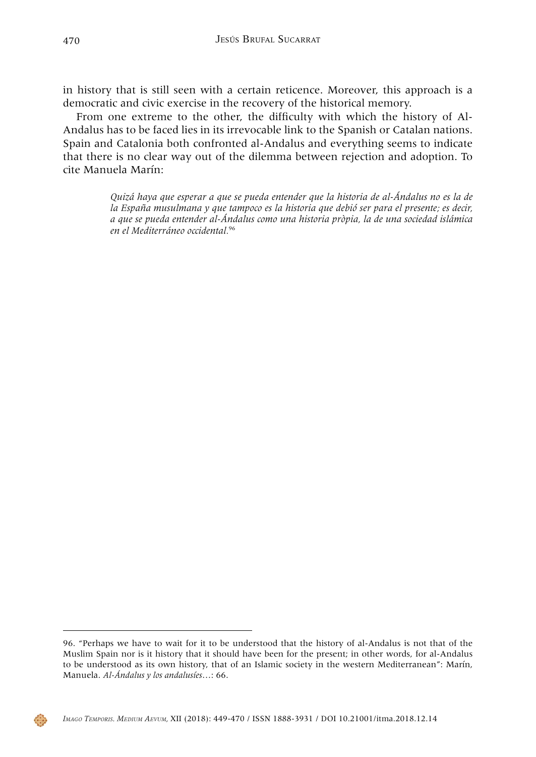in history that is still seen with a certain reticence. Moreover, this approach is a democratic and civic exercise in the recovery of the historical memory.

From one extreme to the other, the difficulty with which the history of Al-Andalus has to be faced lies in its irrevocable link to the Spanish or Catalan nations. Spain and Catalonia both confronted al-Andalus and everything seems to indicate that there is no clear way out of the dilemma between rejection and adoption. To cite Manuela Marín:

> *Quizá haya que esperar a que se pueda entender que la historia de al-Ándalus no es la de la España musulmana y que tampoco es la historia que debió ser para el presente; es decir, a que se pueda entender al-Ándalus como una historia pròpia, la de una sociedad islámica en el Mediterráneo occidental.*[96]

---

96. "Perhaps we have to wait for it to be understood that the history of al-Andalus is not that of the Muslim Spain nor is it history that it should have been for the present; in other words, for al-Andalus to be understood as its own history, that of an Islamic society in the western Mediterranean": Marín, Manuela. *Al-Ándalus y los andalusíes*…: 66.